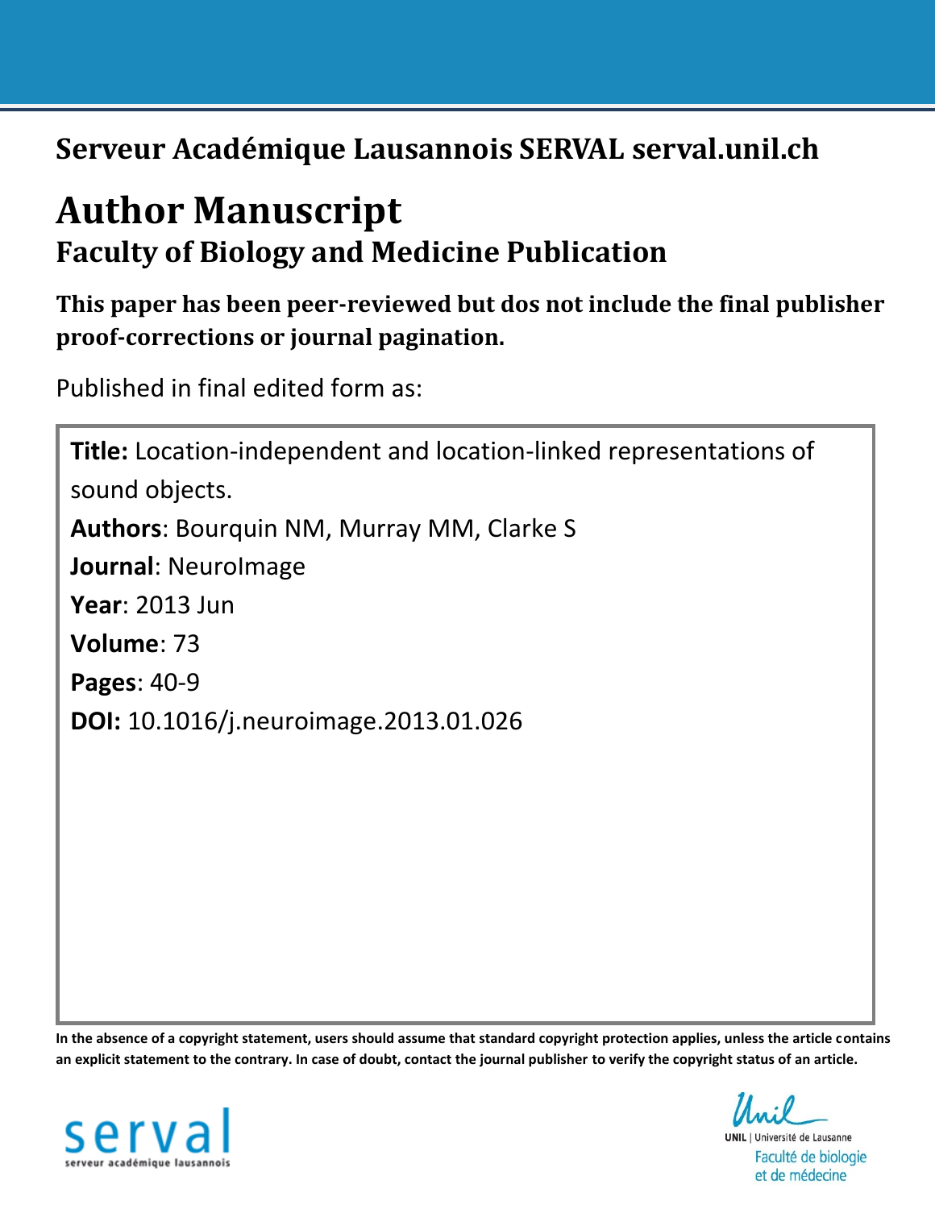**Serveur Académique Lausannois SERVAL serval.unil.ch**

# Author Manuscript

## Faculty of Biology and Medicine Publication

**This paper has been peer-reviewed but dos not include the final publisher proof-corrections or journal pagination.**

Published in final edited form as:

**Title:** Location-independent and location-linked representations of sound objects.
**Authors**: Bourquin NM, Murray MM, Clarke S
**Journal**: NeuroImage
**Year**: 2013 Jun
**Volume**: 73
**Pages**: 40-9
**DOI:** 10.1016/j.neuroimage.2013.01.026

**In the absence of a copyright statement, users should assume that standard copyright protection applies, unless the article contains an explicit statement to the contrary. In case of doubt, contact the journal publisher to verify the copyright status of an article.**

serval
serveur académique lausannois

UNIL | Université de Lausanne
Faculté de biologie et de médecine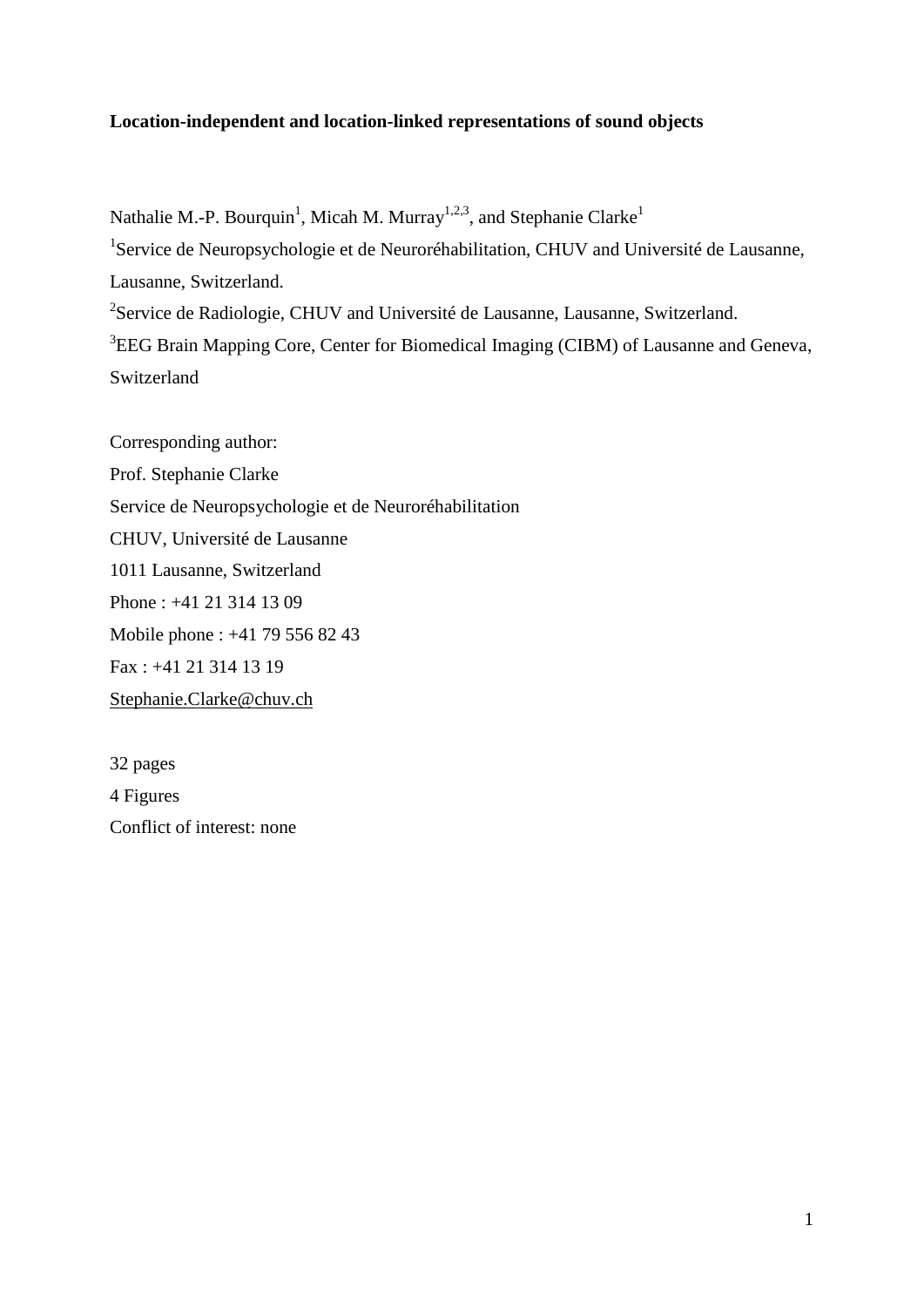**Location-independent and location-linked representations of sound objects**

Nathalie M.-P. Bourquin[1], Micah M. Murray[1,2,3], and Stephanie Clarke[1]

[1]Service de Neuropsychologie et de Neuroréhabilitation, CHUV and Université de Lausanne, Lausanne, Switzerland.

[2]Service de Radiologie, CHUV and Université de Lausanne, Lausanne, Switzerland.

[3]EEG Brain Mapping Core, Center for Biomedical Imaging (CIBM) of Lausanne and Geneva, Switzerland

Corresponding author:
Prof. Stephanie Clarke
Service de Neuropsychologie et de Neuroréhabilitation
CHUV, Université de Lausanne
1011 Lausanne, Switzerland
Phone : +41 21 314 13 09
Mobile phone : +41 79 556 82 43
Fax : +41 21 314 13 19
Stephanie.Clarke@chuv.ch

32 pages
4 Figures
Conflict of interest: none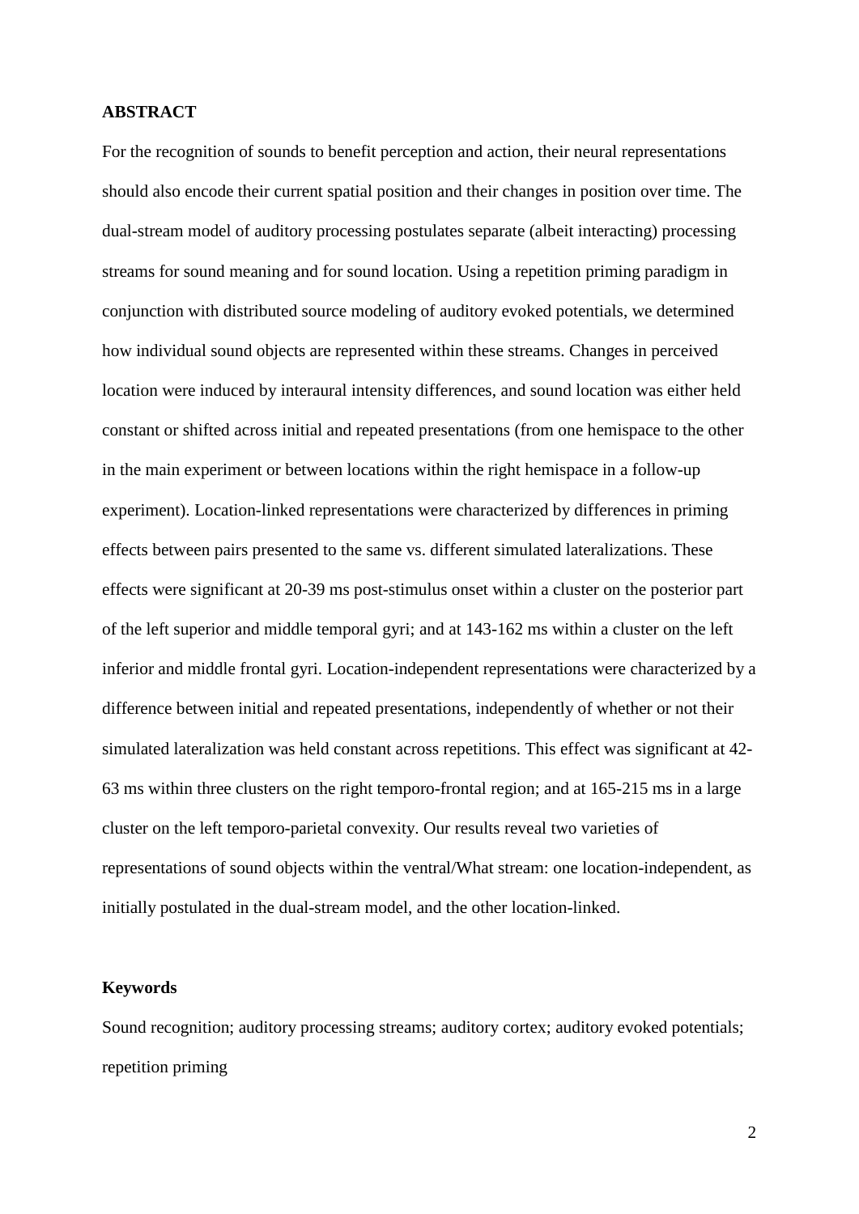## ABSTRACT

For the recognition of sounds to benefit perception and action, their neural representations should also encode their current spatial position and their changes in position over time. The dual-stream model of auditory processing postulates separate (albeit interacting) processing streams for sound meaning and for sound location. Using a repetition priming paradigm in conjunction with distributed source modeling of auditory evoked potentials, we determined how individual sound objects are represented within these streams. Changes in perceived location were induced by interaural intensity differences, and sound location was either held constant or shifted across initial and repeated presentations (from one hemispace to the other in the main experiment or between locations within the right hemispace in a follow-up experiment). Location-linked representations were characterized by differences in priming effects between pairs presented to the same vs. different simulated lateralizations. These effects were significant at 20-39 ms post-stimulus onset within a cluster on the posterior part of the left superior and middle temporal gyri; and at 143-162 ms within a cluster on the left inferior and middle frontal gyri. Location-independent representations were characterized by a difference between initial and repeated presentations, independently of whether or not their simulated lateralization was held constant across repetitions. This effect was significant at 42-63 ms within three clusters on the right temporo-frontal region; and at 165-215 ms in a large cluster on the left temporo-parietal convexity. Our results reveal two varieties of representations of sound objects within the ventral/What stream: one location-independent, as initially postulated in the dual-stream model, and the other location-linked.

### Keywords

Sound recognition; auditory processing streams; auditory cortex; auditory evoked potentials; repetition priming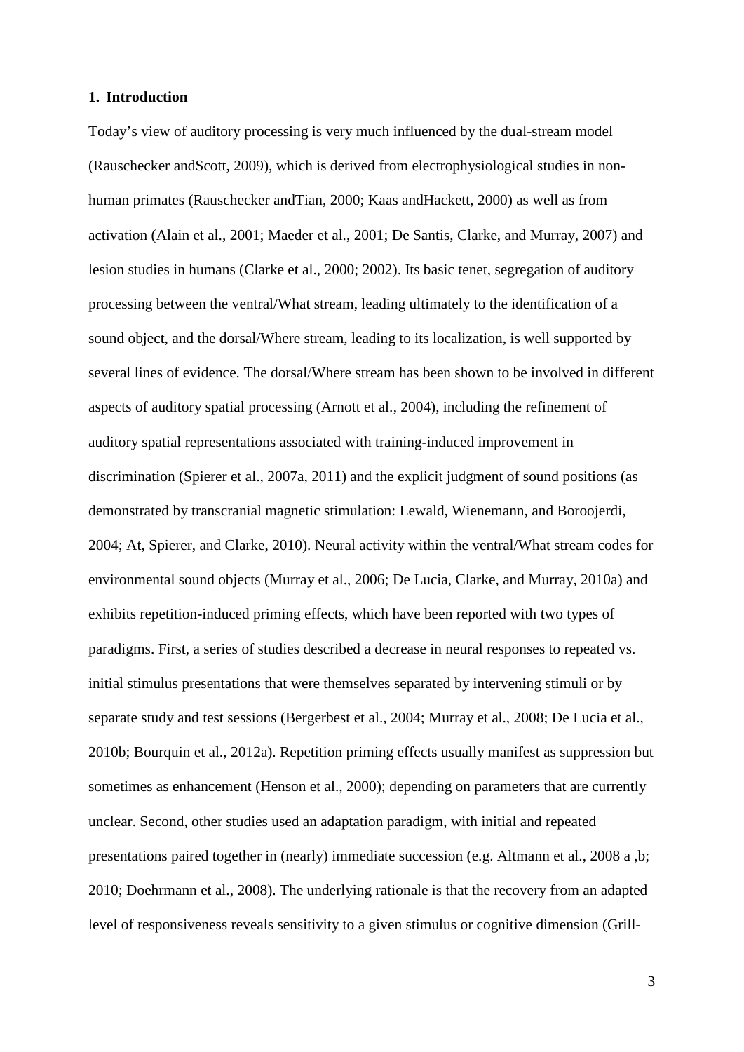## 1. Introduction

Today's view of auditory processing is very much influenced by the dual-stream model (Rauschecker andScott, 2009), which is derived from electrophysiological studies in non-human primates (Rauschecker andTian, 2000; Kaas andHackett, 2000) as well as from activation (Alain et al., 2001; Maeder et al., 2001; De Santis, Clarke, and Murray, 2007) and lesion studies in humans (Clarke et al., 2000; 2002). Its basic tenet, segregation of auditory processing between the ventral/What stream, leading ultimately to the identification of a sound object, and the dorsal/Where stream, leading to its localization, is well supported by several lines of evidence. The dorsal/Where stream has been shown to be involved in different aspects of auditory spatial processing (Arnott et al., 2004), including the refinement of auditory spatial representations associated with training-induced improvement in discrimination (Spierer et al., 2007a, 2011) and the explicit judgment of sound positions (as demonstrated by transcranial magnetic stimulation: Lewald, Wienemann, and Boroojerdi, 2004; At, Spierer, and Clarke, 2010). Neural activity within the ventral/What stream codes for environmental sound objects (Murray et al., 2006; De Lucia, Clarke, and Murray, 2010a) and exhibits repetition-induced priming effects, which have been reported with two types of paradigms. First, a series of studies described a decrease in neural responses to repeated vs. initial stimulus presentations that were themselves separated by intervening stimuli or by separate study and test sessions (Bergerbest et al., 2004; Murray et al., 2008; De Lucia et al., 2010b; Bourquin et al., 2012a). Repetition priming effects usually manifest as suppression but sometimes as enhancement (Henson et al., 2000); depending on parameters that are currently unclear. Second, other studies used an adaptation paradigm, with initial and repeated presentations paired together in (nearly) immediate succession (e.g. Altmann et al., 2008 a ,b; 2010; Doehrmann et al., 2008). The underlying rationale is that the recovery from an adapted level of responsiveness reveals sensitivity to a given stimulus or cognitive dimension (Grill-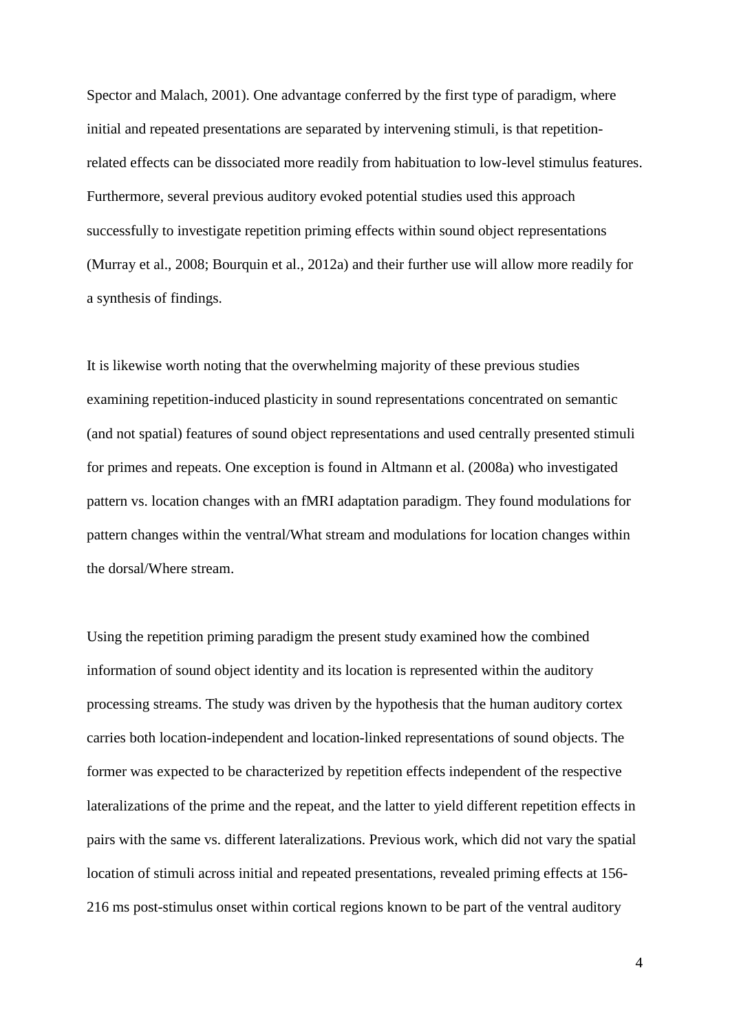Spector and Malach, 2001). One advantage conferred by the first type of paradigm, where initial and repeated presentations are separated by intervening stimuli, is that repetition-related effects can be dissociated more readily from habituation to low-level stimulus features. Furthermore, several previous auditory evoked potential studies used this approach successfully to investigate repetition priming effects within sound object representations (Murray et al., 2008; Bourquin et al., 2012a) and their further use will allow more readily for a synthesis of findings.

It is likewise worth noting that the overwhelming majority of these previous studies examining repetition-induced plasticity in sound representations concentrated on semantic (and not spatial) features of sound object representations and used centrally presented stimuli for primes and repeats. One exception is found in Altmann et al. (2008a) who investigated pattern vs. location changes with an fMRI adaptation paradigm. They found modulations for pattern changes within the ventral/What stream and modulations for location changes within the dorsal/Where stream.

Using the repetition priming paradigm the present study examined how the combined information of sound object identity and its location is represented within the auditory processing streams. The study was driven by the hypothesis that the human auditory cortex carries both location-independent and location-linked representations of sound objects. The former was expected to be characterized by repetition effects independent of the respective lateralizations of the prime and the repeat, and the latter to yield different repetition effects in pairs with the same vs. different lateralizations. Previous work, which did not vary the spatial location of stimuli across initial and repeated presentations, revealed priming effects at 156-216 ms post-stimulus onset within cortical regions known to be part of the ventral auditory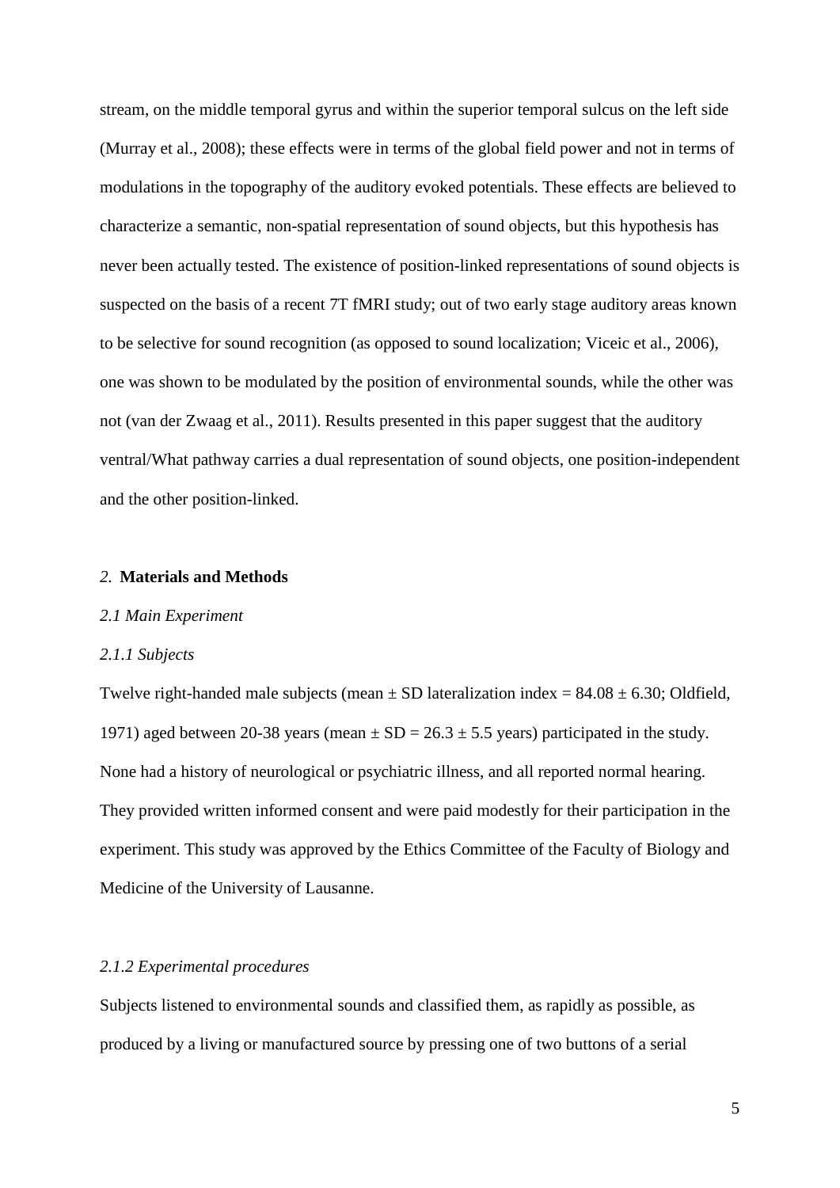stream, on the middle temporal gyrus and within the superior temporal sulcus on the left side (Murray et al., 2008); these effects were in terms of the global field power and not in terms of modulations in the topography of the auditory evoked potentials. These effects are believed to characterize a semantic, non-spatial representation of sound objects, but this hypothesis has never been actually tested. The existence of position-linked representations of sound objects is suspected on the basis of a recent 7T fMRI study; out of two early stage auditory areas known to be selective for sound recognition (as opposed to sound localization; Viceic et al., 2006), one was shown to be modulated by the position of environmental sounds, while the other was not (van der Zwaag et al., 2011). Results presented in this paper suggest that the auditory ventral/What pathway carries a dual representation of sound objects, one position-independent and the other position-linked.

## *2.* **Materials and Methods**

### *2.1 Main Experiment*

#### *2.1.1 Subjects*

Twelve right-handed male subjects (mean ± SD lateralization index = 84.08 ± 6.30; Oldfield, 1971) aged between 20-38 years (mean ± SD = 26.3 ± 5.5 years) participated in the study. None had a history of neurological or psychiatric illness, and all reported normal hearing. They provided written informed consent and were paid modestly for their participation in the experiment. This study was approved by the Ethics Committee of the Faculty of Biology and Medicine of the University of Lausanne.

#### *2.1.2 Experimental procedures*

Subjects listened to environmental sounds and classified them, as rapidly as possible, as produced by a living or manufactured source by pressing one of two buttons of a serial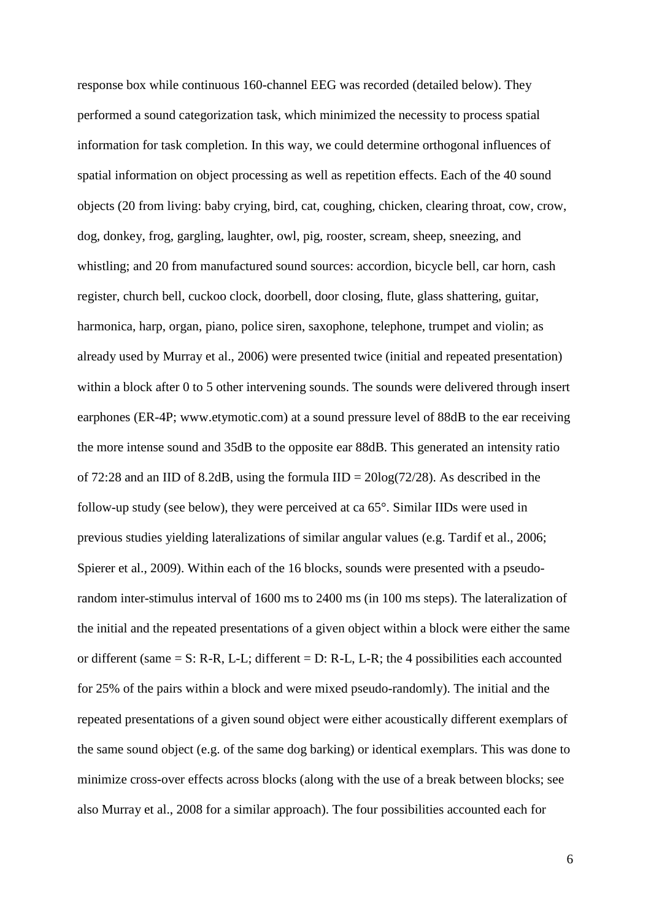response box while continuous 160-channel EEG was recorded (detailed below). They performed a sound categorization task, which minimized the necessity to process spatial information for task completion. In this way, we could determine orthogonal influences of spatial information on object processing as well as repetition effects. Each of the 40 sound objects (20 from living: baby crying, bird, cat, coughing, chicken, clearing throat, cow, crow, dog, donkey, frog, gargling, laughter, owl, pig, rooster, scream, sheep, sneezing, and whistling; and 20 from manufactured sound sources: accordion, bicycle bell, car horn, cash register, church bell, cuckoo clock, doorbell, door closing, flute, glass shattering, guitar, harmonica, harp, organ, piano, police siren, saxophone, telephone, trumpet and violin; as already used by Murray et al., 2006) were presented twice (initial and repeated presentation) within a block after 0 to 5 other intervening sounds. The sounds were delivered through insert earphones (ER-4P; www.etymotic.com) at a sound pressure level of 88dB to the ear receiving the more intense sound and 35dB to the opposite ear 88dB. This generated an intensity ratio of 72:28 and an IID of 8.2dB, using the formula IID = 20log(72/28). As described in the follow-up study (see below), they were perceived at ca 65°. Similar IIDs were used in previous studies yielding lateralizations of similar angular values (e.g. Tardif et al., 2006; Spierer et al., 2009). Within each of the 16 blocks, sounds were presented with a pseudo-random inter-stimulus interval of 1600 ms to 2400 ms (in 100 ms steps). The lateralization of the initial and the repeated presentations of a given object within a block were either the same or different (same = S: R-R, L-L; different = D: R-L, L-R; the 4 possibilities each accounted for 25% of the pairs within a block and were mixed pseudo-randomly). The initial and the repeated presentations of a given sound object were either acoustically different exemplars of the same sound object (e.g. of the same dog barking) or identical exemplars. This was done to minimize cross-over effects across blocks (along with the use of a break between blocks; see also Murray et al., 2008 for a similar approach). The four possibilities accounted each for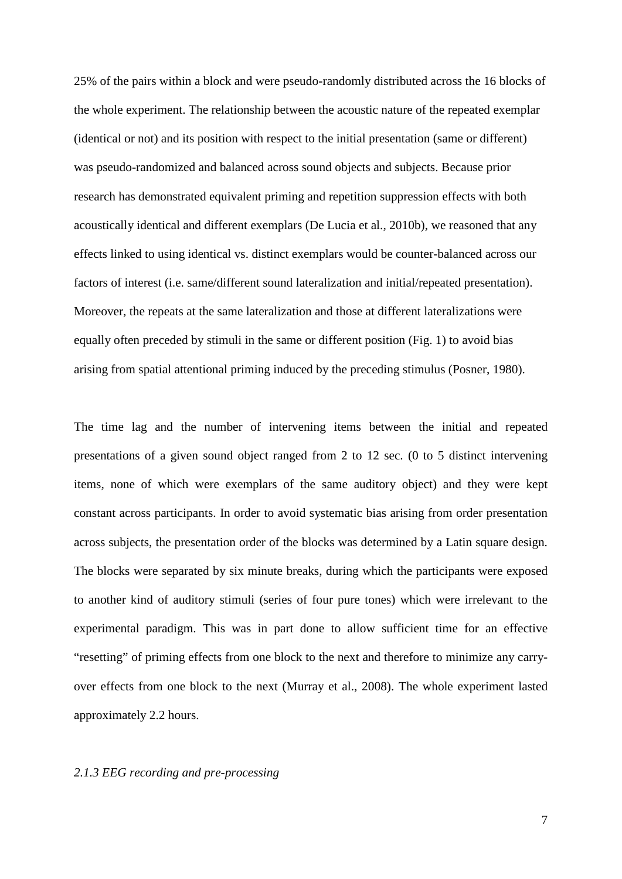25% of the pairs within a block and were pseudo-randomly distributed across the 16 blocks of the whole experiment. The relationship between the acoustic nature of the repeated exemplar (identical or not) and its position with respect to the initial presentation (same or different) was pseudo-randomized and balanced across sound objects and subjects. Because prior research has demonstrated equivalent priming and repetition suppression effects with both acoustically identical and different exemplars (De Lucia et al., 2010b), we reasoned that any effects linked to using identical vs. distinct exemplars would be counter-balanced across our factors of interest (i.e. same/different sound lateralization and initial/repeated presentation). Moreover, the repeats at the same lateralization and those at different lateralizations were equally often preceded by stimuli in the same or different position (Fig. 1) to avoid bias arising from spatial attentional priming induced by the preceding stimulus (Posner, 1980).

The time lag and the number of intervening items between the initial and repeated presentations of a given sound object ranged from 2 to 12 sec. (0 to 5 distinct intervening items, none of which were exemplars of the same auditory object) and they were kept constant across participants. In order to avoid systematic bias arising from order presentation across subjects, the presentation order of the blocks was determined by a Latin square design. The blocks were separated by six minute breaks, during which the participants were exposed to another kind of auditory stimuli (series of four pure tones) which were irrelevant to the experimental paradigm. This was in part done to allow sufficient time for an effective "resetting" of priming effects from one block to the next and therefore to minimize any carry-over effects from one block to the next (Murray et al., 2008). The whole experiment lasted approximately 2.2 hours.

### *2.1.3 EEG recording and pre-processing*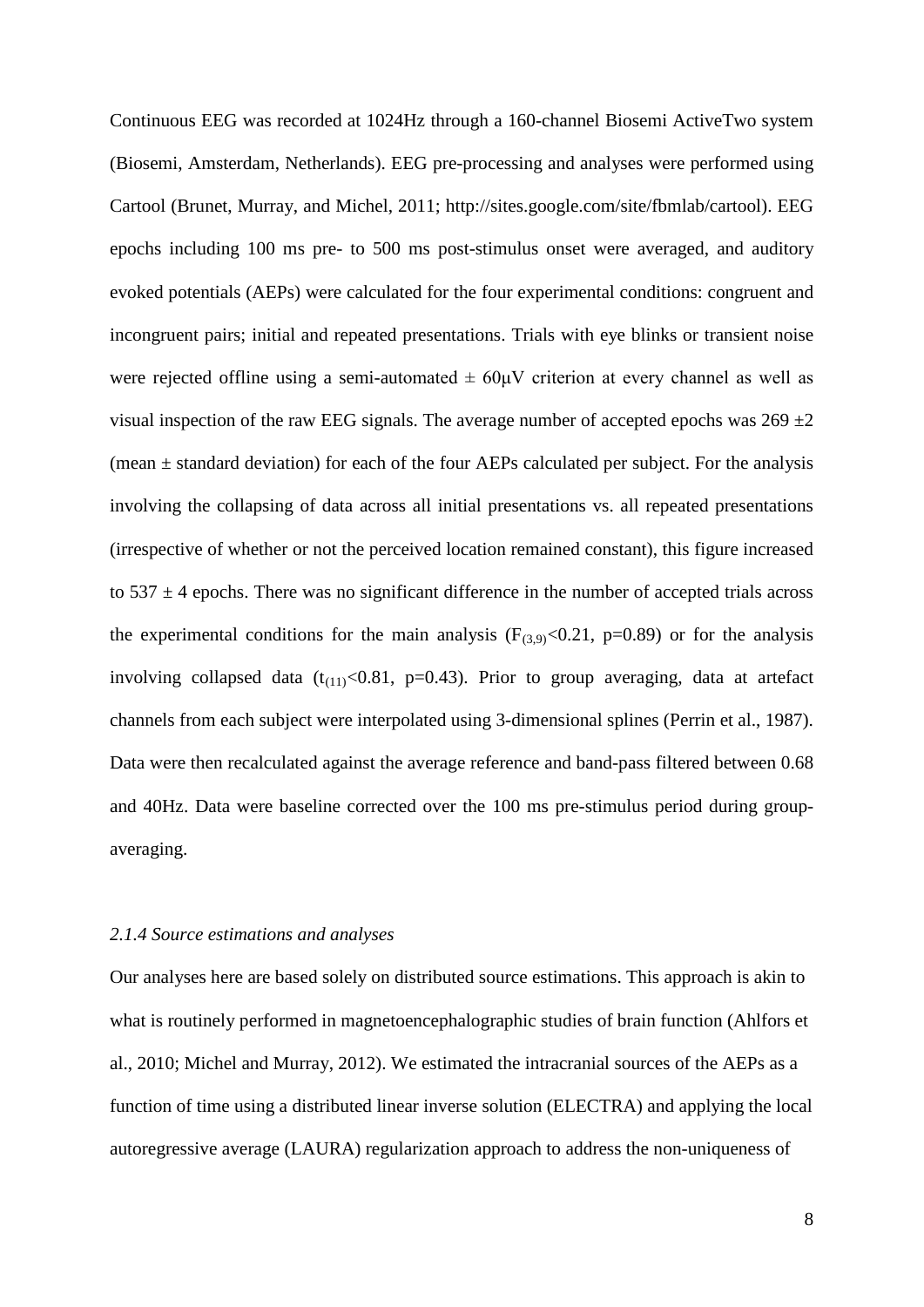Continuous EEG was recorded at 1024Hz through a 160-channel Biosemi ActiveTwo system (Biosemi, Amsterdam, Netherlands). EEG pre-processing and analyses were performed using Cartool (Brunet, Murray, and Michel, 2011; http://sites.google.com/site/fbmlab/cartool). EEG epochs including 100 ms pre- to 500 ms post-stimulus onset were averaged, and auditory evoked potentials (AEPs) were calculated for the four experimental conditions: congruent and incongruent pairs; initial and repeated presentations. Trials with eye blinks or transient noise were rejected offline using a semi-automated $\pm$ 60μV criterion at every channel as well as visual inspection of the raw EEG signals. The average number of accepted epochs was 269 $\pm$2 (mean $\pm$ standard deviation) for each of the four AEPs calculated per subject. For the analysis involving the collapsing of data across all initial presentations vs. all repeated presentations (irrespective of whether or not the perceived location remained constant), this figure increased to 537 $\pm$ 4 epochs. There was no significant difference in the number of accepted trials across the experimental conditions for the main analysis ($F_{(3,9)}<0.21$, $p=0.89$) or for the analysis involving collapsed data ($t_{(11)}<0.81$, $p=0.43$). Prior to group averaging, data at artefact channels from each subject were interpolated using 3-dimensional splines (Perrin et al., 1987). Data were then recalculated against the average reference and band-pass filtered between 0.68 and 40Hz. Data were baseline corrected over the 100 ms pre-stimulus period during group-averaging.

#### *2.1.4 Source estimations and analyses*

Our analyses here are based solely on distributed source estimations. This approach is akin to what is routinely performed in magnetoencephalographic studies of brain function (Ahlfors et al., 2010; Michel and Murray, 2012). We estimated the intracranial sources of the AEPs as a function of time using a distributed linear inverse solution (ELECTRA) and applying the local autoregressive average (LAURA) regularization approach to address the non-uniqueness of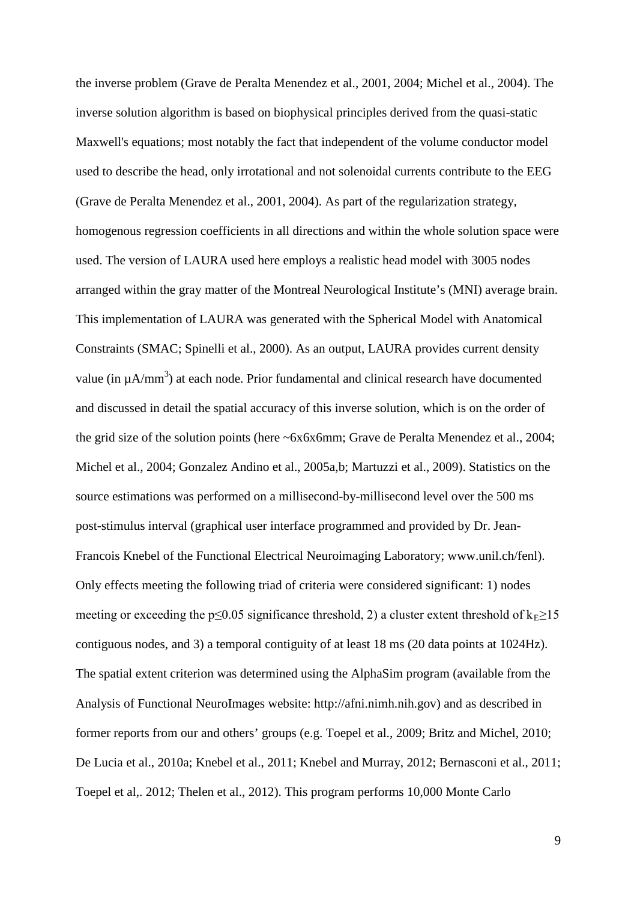the inverse problem (Grave de Peralta Menendez et al., 2001, 2004; Michel et al., 2004). The inverse solution algorithm is based on biophysical principles derived from the quasi-static Maxwell's equations; most notably the fact that independent of the volume conductor model used to describe the head, only irrotational and not solenoidal currents contribute to the EEG (Grave de Peralta Menendez et al., 2001, 2004). As part of the regularization strategy, homogenous regression coefficients in all directions and within the whole solution space were used. The version of LAURA used here employs a realistic head model with 3005 nodes arranged within the gray matter of the Montreal Neurological Institute's (MNI) average brain. This implementation of LAURA was generated with the Spherical Model with Anatomical Constraints (SMAC; Spinelli et al., 2000). As an output, LAURA provides current density value (in $\mu A/mm^3$) at each node. Prior fundamental and clinical research have documented and discussed in detail the spatial accuracy of this inverse solution, which is on the order of the grid size of the solution points (here ~6x6x6mm; Grave de Peralta Menendez et al., 2004; Michel et al., 2004; Gonzalez Andino et al., 2005a,b; Martuzzi et al., 2009). Statistics on the source estimations was performed on a millisecond-by-millisecond level over the 500 ms post-stimulus interval (graphical user interface programmed and provided by Dr. Jean-Francois Knebel of the Functional Electrical Neuroimaging Laboratory; www.unil.ch/fenl). Only effects meeting the following triad of criteria were considered significant: 1) nodes meeting or exceeding the $p \leq 0.05$ significance threshold, 2) a cluster extent threshold of $k_E \geq 15$ contiguous nodes, and 3) a temporal contiguity of at least 18 ms (20 data points at 1024Hz). The spatial extent criterion was determined using the AlphaSim program (available from the Analysis of Functional NeuroImages website: http://afni.nimh.nih.gov) and as described in former reports from our and others' groups (e.g. Toepel et al., 2009; Britz and Michel, 2010; De Lucia et al., 2010a; Knebel et al., 2011; Knebel and Murray, 2012; Bernasconi et al., 2011; Toepel et al,. 2012; Thelen et al., 2012). This program performs 10,000 Monte Carlo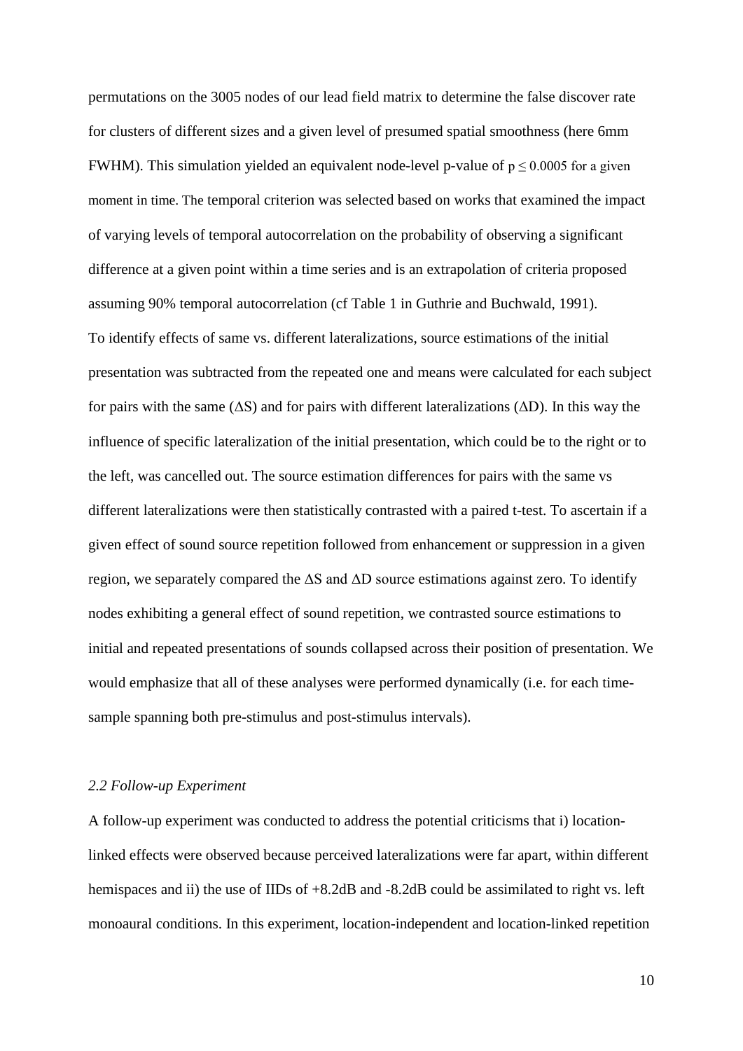permutations on the 3005 nodes of our lead field matrix to determine the false discover rate for clusters of different sizes and a given level of presumed spatial smoothness (here 6mm FWHM). This simulation yielded an equivalent node-level p-value of $p \leq 0.0005$ for a given moment in time. The temporal criterion was selected based on works that examined the impact of varying levels of temporal autocorrelation on the probability of observing a significant difference at a given point within a time series and is an extrapolation of criteria proposed assuming 90% temporal autocorrelation (cf Table 1 in Guthrie and Buchwald, 1991).

To identify effects of same vs. different lateralizations, source estimations of the initial presentation was subtracted from the repeated one and means were calculated for each subject for pairs with the same ($\Delta$S) and for pairs with different lateralizations ($\Delta$D). In this way the influence of specific lateralization of the initial presentation, which could be to the right or to the left, was cancelled out. The source estimation differences for pairs with the same vs different lateralizations were then statistically contrasted with a paired t-test. To ascertain if a given effect of sound source repetition followed from enhancement or suppression in a given region, we separately compared the $\Delta$S and $\Delta$D source estimations against zero. To identify nodes exhibiting a general effect of sound repetition, we contrasted source estimations to initial and repeated presentations of sounds collapsed across their position of presentation. We would emphasize that all of these analyses were performed dynamically (i.e. for each time-sample spanning both pre-stimulus and post-stimulus intervals).

### *2.2 Follow-up Experiment*

A follow-up experiment was conducted to address the potential criticisms that i) location-linked effects were observed because perceived lateralizations were far apart, within different hemispaces and ii) the use of IIDs of +8.2dB and -8.2dB could be assimilated to right vs. left monoaural conditions. In this experiment, location-independent and location-linked repetition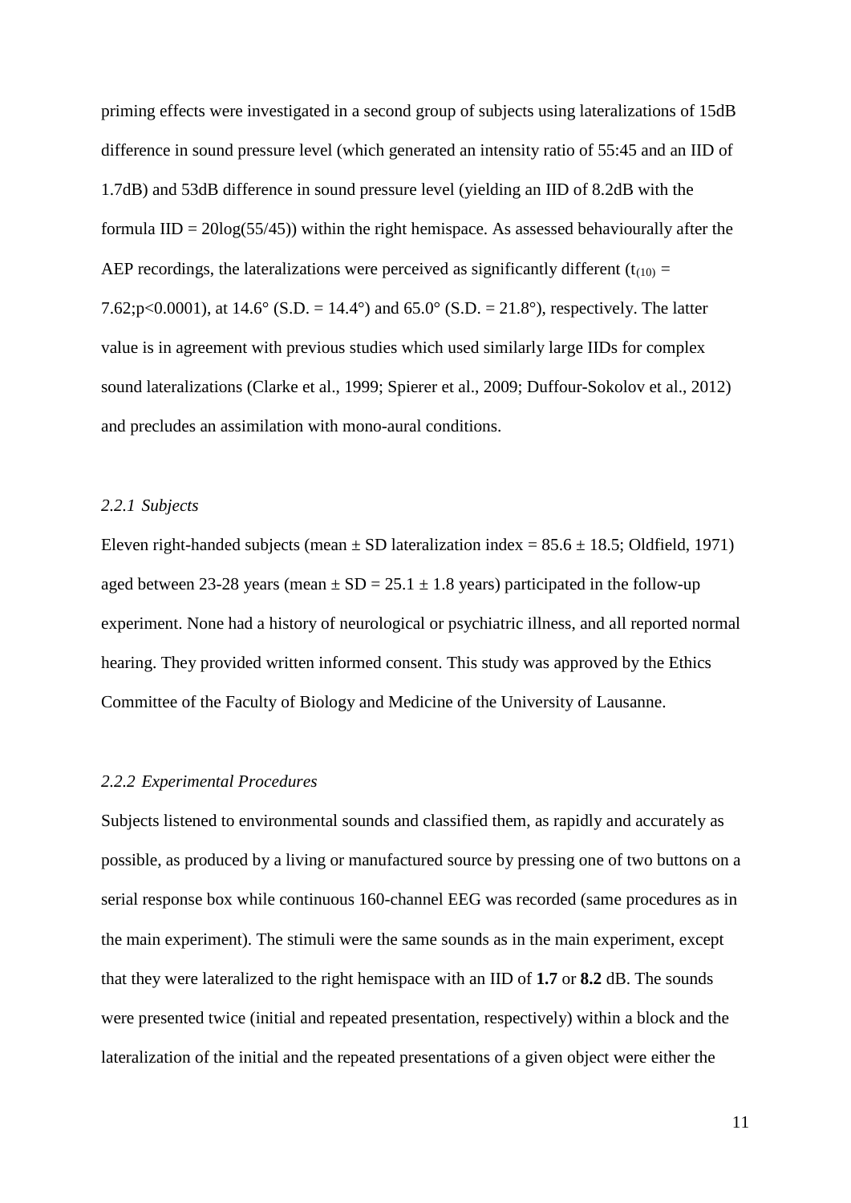priming effects were investigated in a second group of subjects using lateralizations of 15dB difference in sound pressure level (which generated an intensity ratio of 55:45 and an IID of 1.7dB) and 53dB difference in sound pressure level (yielding an IID of 8.2dB with the formula IID = 20log(55/45)) within the right hemispace. As assessed behaviourally after the AEP recordings, the lateralizations were perceived as significantly different ($t_{(10)}$ = 7.62;$p$<0.0001), at 14.6° (S.D. = 14.4°) and 65.0° (S.D. = 21.8°), respectively. The latter value is in agreement with previous studies which used similarly large IIDs for complex sound lateralizations (Clarke et al., 1999; Spierer et al., 2009; Duffour-Sokolov et al., 2012) and precludes an assimilation with mono-aural conditions.

### *2.2.1 Subjects*

Eleven right-handed subjects (mean ± SD lateralization index = 85.6 ± 18.5; Oldfield, 1971) aged between 23-28 years (mean ± SD = 25.1 ± 1.8 years) participated in the follow-up experiment. None had a history of neurological or psychiatric illness, and all reported normal hearing. They provided written informed consent. This study was approved by the Ethics Committee of the Faculty of Biology and Medicine of the University of Lausanne.

### *2.2.2 Experimental Procedures*

Subjects listened to environmental sounds and classified them, as rapidly and accurately as possible, as produced by a living or manufactured source by pressing one of two buttons on a serial response box while continuous 160-channel EEG was recorded (same procedures as in the main experiment). The stimuli were the same sounds as in the main experiment, except that they were lateralized to the right hemispace with an IID of **1.7** or **8.2** dB. The sounds were presented twice (initial and repeated presentation, respectively) within a block and the lateralization of the initial and the repeated presentations of a given object were either the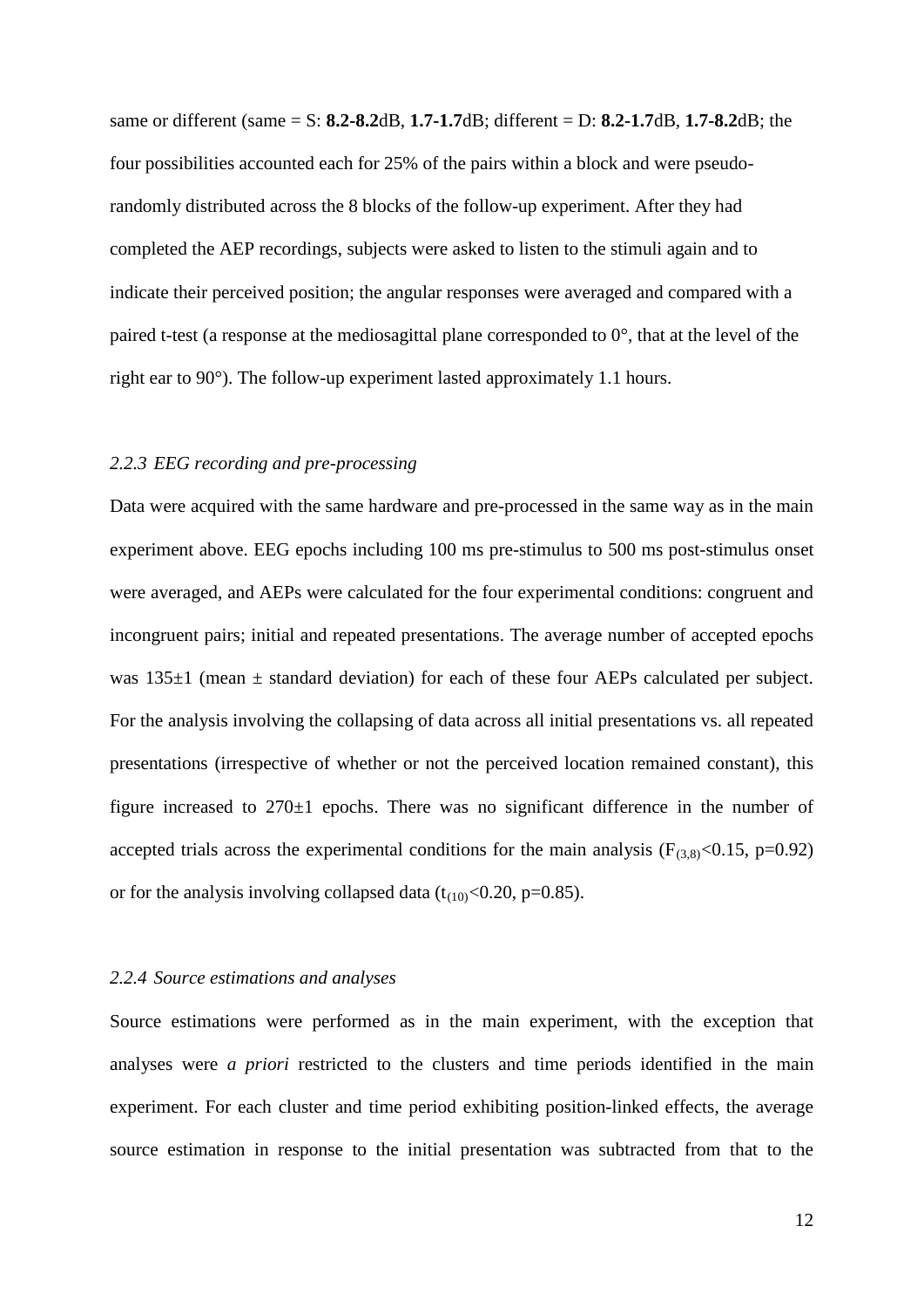same or different (same = S: **8.2-8.2**dB, **1.7-1.7**dB; different = D: **8.2-1.7**dB, **1.7-8.2**dB; the four possibilities accounted each for 25% of the pairs within a block and were pseudo-randomly distributed across the 8 blocks of the follow-up experiment. After they had completed the AEP recordings, subjects were asked to listen to the stimuli again and to indicate their perceived position; the angular responses were averaged and compared with a paired t-test (a response at the mediosagittal plane corresponded to 0°, that at the level of the right ear to 90°). The follow-up experiment lasted approximately 1.1 hours.

### *2.2.3 EEG recording and pre-processing*

Data were acquired with the same hardware and pre-processed in the same way as in the main experiment above. EEG epochs including 100 ms pre-stimulus to 500 ms post-stimulus onset were averaged, and AEPs were calculated for the four experimental conditions: congruent and incongruent pairs; initial and repeated presentations. The average number of accepted epochs was 135±1 (mean ± standard deviation) for each of these four AEPs calculated per subject. For the analysis involving the collapsing of data across all initial presentations vs. all repeated presentations (irrespective of whether or not the perceived location remained constant), this figure increased to 270±1 epochs. There was no significant difference in the number of accepted trials across the experimental conditions for the main analysis ($F_{(3,8)}$<0.15, p=0.92) or for the analysis involving collapsed data ($t_{(10)}$<0.20, p=0.85).

### *2.2.4 Source estimations and analyses*

Source estimations were performed as in the main experiment, with the exception that analyses were *a priori* restricted to the clusters and time periods identified in the main experiment. For each cluster and time period exhibiting position-linked effects, the average source estimation in response to the initial presentation was subtracted from that to the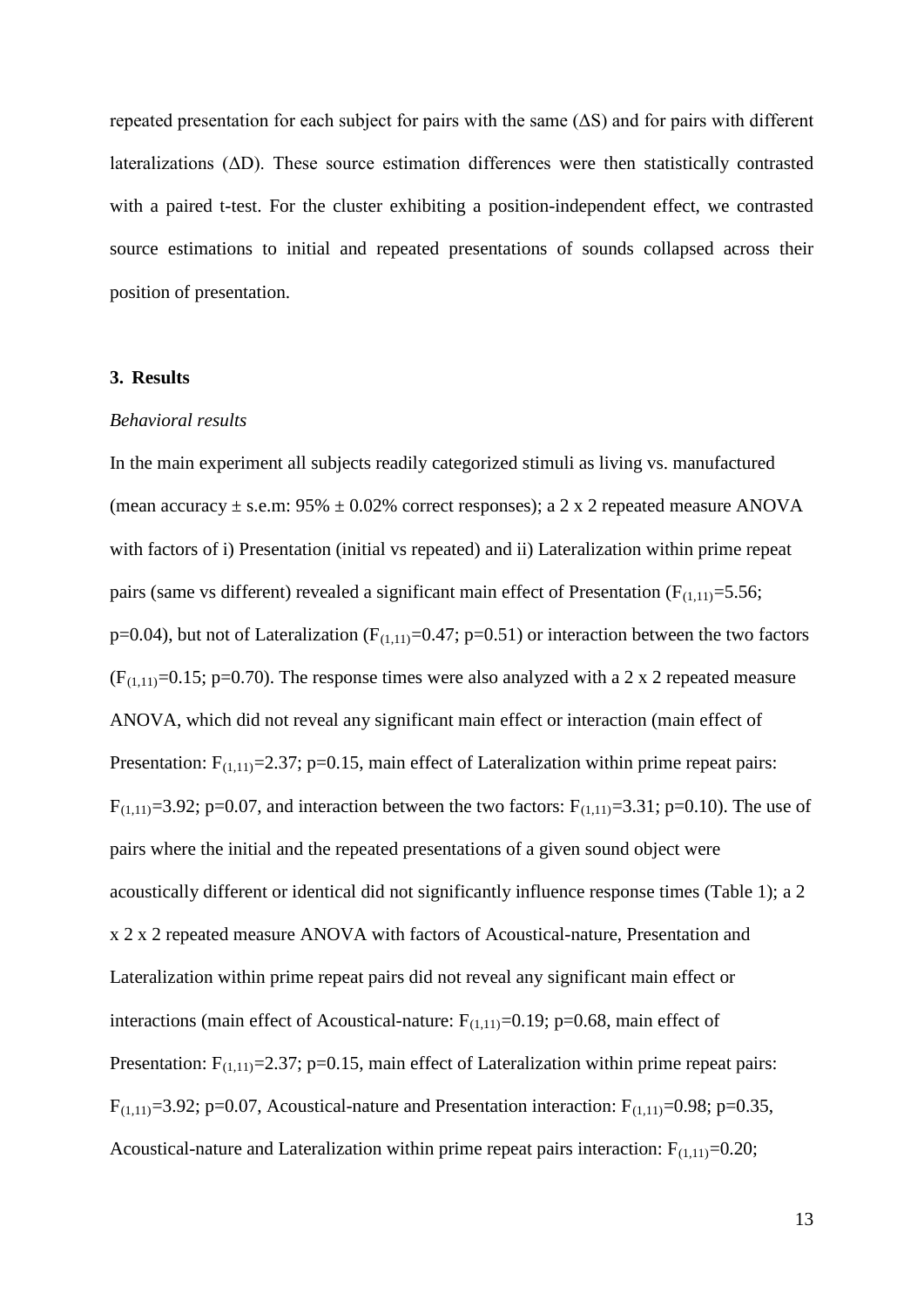repeated presentation for each subject for pairs with the same (ΔS) and for pairs with different lateralizations (ΔD). These source estimation differences were then statistically contrasted with a paired t-test. For the cluster exhibiting a position-independent effect, we contrasted source estimations to initial and repeated presentations of sounds collapsed across their position of presentation.

## 3. Results

*Behavioral results*

In the main experiment all subjects readily categorized stimuli as living vs. manufactured (mean accuracy ± s.e.m: 95% ± 0.02% correct responses); a 2 x 2 repeated measure ANOVA with factors of i) Presentation (initial vs repeated) and ii) Lateralization within prime repeat pairs (same vs different) revealed a significant main effect of Presentation ($F_{(1,11)}$=5.56; p=0.04), but not of Lateralization ($F_{(1,11)}$=0.47; p=0.51) or interaction between the two factors ($F_{(1,11)}$=0.15; p=0.70). The response times were also analyzed with a 2 x 2 repeated measure ANOVA, which did not reveal any significant main effect or interaction (main effect of Presentation: $F_{(1,11)}$=2.37; p=0.15, main effect of Lateralization within prime repeat pairs: $F_{(1,11)}$=3.92; p=0.07, and interaction between the two factors: $F_{(1,11)}$=3.31; p=0.10). The use of pairs where the initial and the repeated presentations of a given sound object were acoustically different or identical did not significantly influence response times (Table 1); a 2 x 2 x 2 repeated measure ANOVA with factors of Acoustical-nature, Presentation and Lateralization within prime repeat pairs did not reveal any significant main effect or interactions (main effect of Acoustical-nature: $F_{(1,11)}$=0.19; p=0.68, main effect of Presentation: $F_{(1,11)}$=2.37; p=0.15, main effect of Lateralization within prime repeat pairs: $F_{(1,11)}$=3.92; p=0.07, Acoustical-nature and Presentation interaction: $F_{(1,11)}$=0.98; p=0.35, Acoustical-nature and Lateralization within prime repeat pairs interaction: $F_{(1,11)}$=0.20;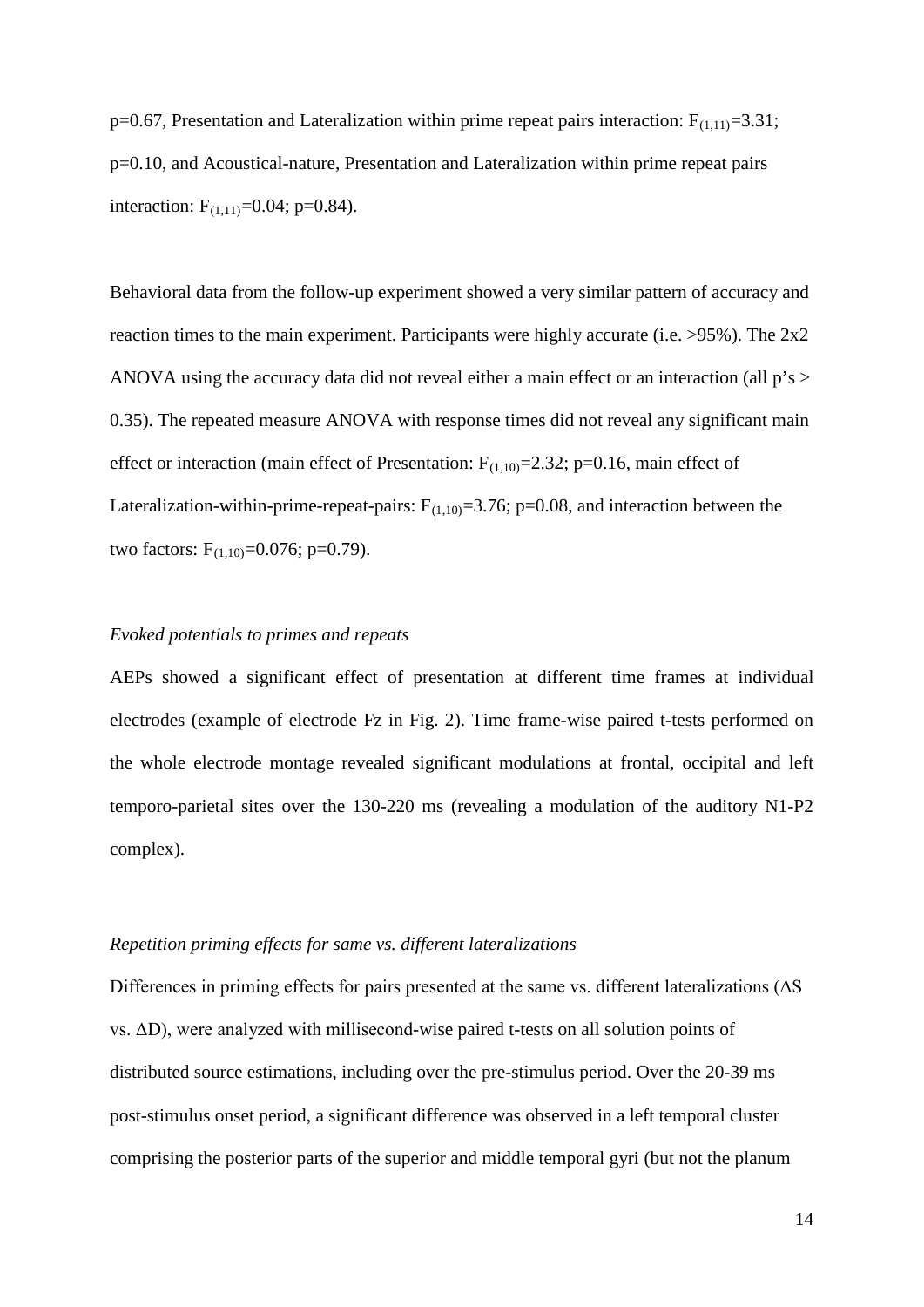p=0.67, Presentation and Lateralization within prime repeat pairs interaction: $F_{(1,11)}=3.31$; p=0.10, and Acoustical-nature, Presentation and Lateralization within prime repeat pairs interaction: $F_{(1,11)}=0.04$; p=0.84).

Behavioral data from the follow-up experiment showed a very similar pattern of accuracy and reaction times to the main experiment. Participants were highly accurate (i.e. >95%). The 2x2 ANOVA using the accuracy data did not reveal either a main effect or an interaction (all p's > 0.35). The repeated measure ANOVA with response times did not reveal any significant main effect or interaction (main effect of Presentation: $F_{(1,10)}=2.32$; p=0.16, main effect of Lateralization-within-prime-repeat-pairs: $F_{(1,10)}=3.76$; p=0.08, and interaction between the two factors: $F_{(1,10)}=0.076$; p=0.79).

*Evoked potentials to primes and repeats*

AEPs showed a significant effect of presentation at different time frames at individual electrodes (example of electrode Fz in Fig. 2). Time frame-wise paired t-tests performed on the whole electrode montage revealed significant modulations at frontal, occipital and left temporo-parietal sites over the 130-220 ms (revealing a modulation of the auditory N1-P2 complex).

*Repetition priming effects for same vs. different lateralizations*

Differences in priming effects for pairs presented at the same vs. different lateralizations ($\Delta S$ vs. $\Delta D$), were analyzed with millisecond-wise paired t-tests on all solution points of distributed source estimations, including over the pre-stimulus period. Over the 20-39 ms post-stimulus onset period, a significant difference was observed in a left temporal cluster comprising the posterior parts of the superior and middle temporal gyri (but not the planum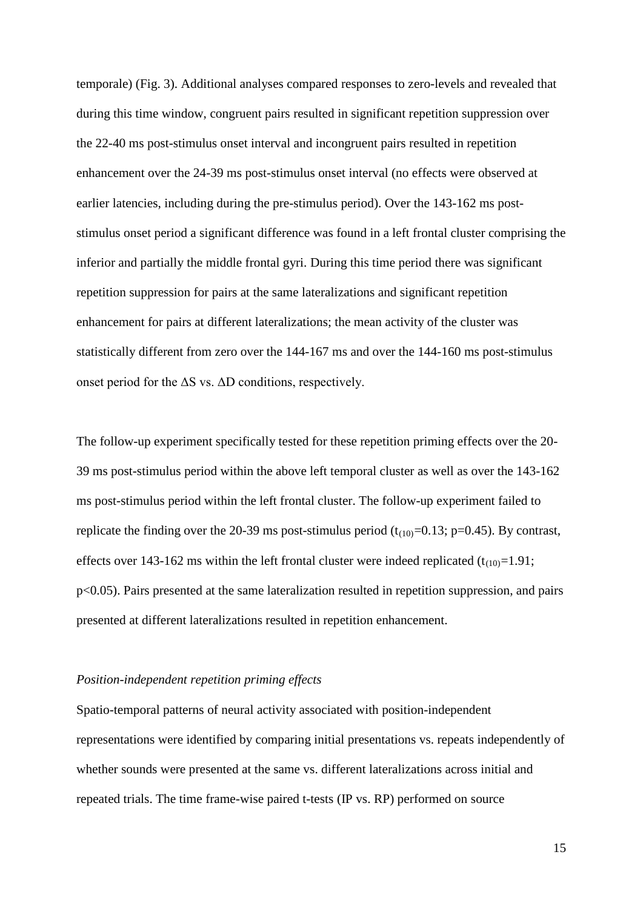temporale) (Fig. 3). Additional analyses compared responses to zero-levels and revealed that during this time window, congruent pairs resulted in significant repetition suppression over the 22-40 ms post-stimulus onset interval and incongruent pairs resulted in repetition enhancement over the 24-39 ms post-stimulus onset interval (no effects were observed at earlier latencies, including during the pre-stimulus period). Over the 143-162 ms post-stimulus onset period a significant difference was found in a left frontal cluster comprising the inferior and partially the middle frontal gyri. During this time period there was significant repetition suppression for pairs at the same lateralizations and significant repetition enhancement for pairs at different lateralizations; the mean activity of the cluster was statistically different from zero over the 144-167 ms and over the 144-160 ms post-stimulus onset period for the ΔS vs. ΔD conditions, respectively.

The follow-up experiment specifically tested for these repetition priming effects over the 20-39 ms post-stimulus period within the above left temporal cluster as well as over the 143-162 ms post-stimulus period within the left frontal cluster. The follow-up experiment failed to replicate the finding over the 20-39 ms post-stimulus period ($t_{(10)}=0.13$; $p=0.45$). By contrast, effects over 143-162 ms within the left frontal cluster were indeed replicated ($t_{(10)}=1.91$; $p<0.05$). Pairs presented at the same lateralization resulted in repetition suppression, and pairs presented at different lateralizations resulted in repetition enhancement.

*Position-independent repetition priming effects*

Spatio-temporal patterns of neural activity associated with position-independent representations were identified by comparing initial presentations vs. repeats independently of whether sounds were presented at the same vs. different lateralizations across initial and repeated trials. The time frame-wise paired t-tests (IP vs. RP) performed on source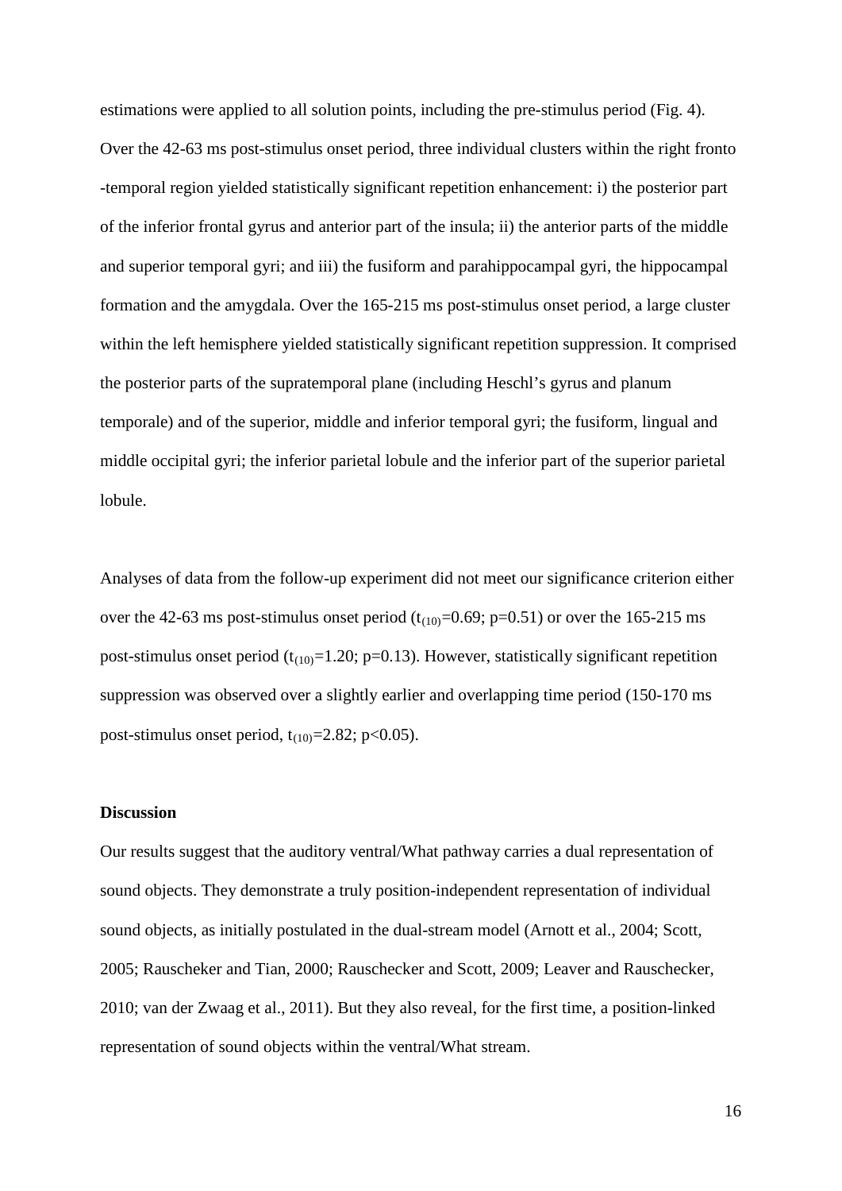estimations were applied to all solution points, including the pre-stimulus period (Fig. 4). Over the 42-63 ms post-stimulus onset period, three individual clusters within the right fronto -temporal region yielded statistically significant repetition enhancement: i) the posterior part of the inferior frontal gyrus and anterior part of the insula; ii) the anterior parts of the middle and superior temporal gyri; and iii) the fusiform and parahippocampal gyri, the hippocampal formation and the amygdala. Over the 165-215 ms post-stimulus onset period, a large cluster within the left hemisphere yielded statistically significant repetition suppression. It comprised the posterior parts of the supratemporal plane (including Heschl's gyrus and planum temporale) and of the superior, middle and inferior temporal gyri; the fusiform, lingual and middle occipital gyri; the inferior parietal lobule and the inferior part of the superior parietal lobule.

Analyses of data from the follow-up experiment did not meet our significance criterion either over the 42-63 ms post-stimulus onset period ($t_{(10)}=0.69$; $p=0.51$) or over the 165-215 ms post-stimulus onset period ($t_{(10)}=1.20$; $p=0.13$). However, statistically significant repetition suppression was observed over a slightly earlier and overlapping time period (150-170 ms post-stimulus onset period, $t_{(10)}=2.82$; $p<0.05$).

**Discussion**

Our results suggest that the auditory ventral/What pathway carries a dual representation of sound objects. They demonstrate a truly position-independent representation of individual sound objects, as initially postulated in the dual-stream model (Arnott et al., 2004; Scott, 2005; Rauscheker and Tian, 2000; Rauschecker and Scott, 2009; Leaver and Rauschecker, 2010; van der Zwaag et al., 2011). But they also reveal, for the first time, a position-linked representation of sound objects within the ventral/What stream.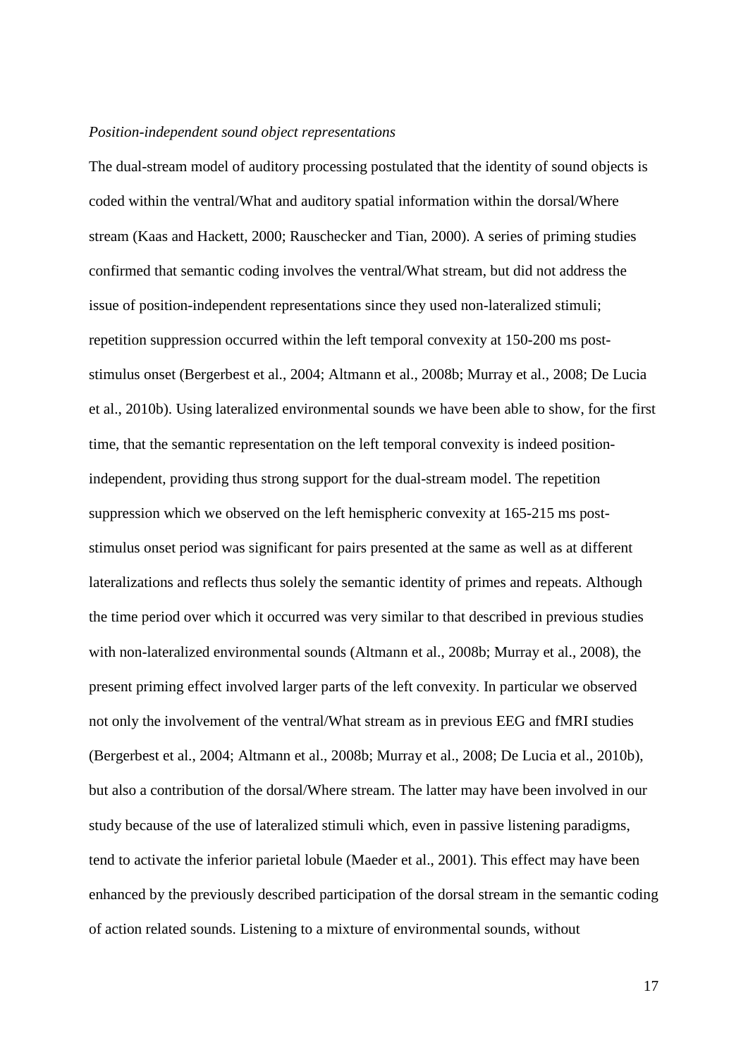*Position-independent sound object representations*

The dual-stream model of auditory processing postulated that the identity of sound objects is coded within the ventral/What and auditory spatial information within the dorsal/Where stream (Kaas and Hackett, 2000; Rauschecker and Tian, 2000). A series of priming studies confirmed that semantic coding involves the ventral/What stream, but did not address the issue of position-independent representations since they used non-lateralized stimuli; repetition suppression occurred within the left temporal convexity at 150-200 ms post-stimulus onset (Bergerbest et al., 2004; Altmann et al., 2008b; Murray et al., 2008; De Lucia et al., 2010b). Using lateralized environmental sounds we have been able to show, for the first time, that the semantic representation on the left temporal convexity is indeed position-independent, providing thus strong support for the dual-stream model. The repetition suppression which we observed on the left hemispheric convexity at 165-215 ms post-stimulus onset period was significant for pairs presented at the same as well as at different lateralizations and reflects thus solely the semantic identity of primes and repeats. Although the time period over which it occurred was very similar to that described in previous studies with non-lateralized environmental sounds (Altmann et al., 2008b; Murray et al., 2008), the present priming effect involved larger parts of the left convexity. In particular we observed not only the involvement of the ventral/What stream as in previous EEG and fMRI studies (Bergerbest et al., 2004; Altmann et al., 2008b; Murray et al., 2008; De Lucia et al., 2010b), but also a contribution of the dorsal/Where stream. The latter may have been involved in our study because of the use of lateralized stimuli which, even in passive listening paradigms, tend to activate the inferior parietal lobule (Maeder et al., 2001). This effect may have been enhanced by the previously described participation of the dorsal stream in the semantic coding of action related sounds. Listening to a mixture of environmental sounds, without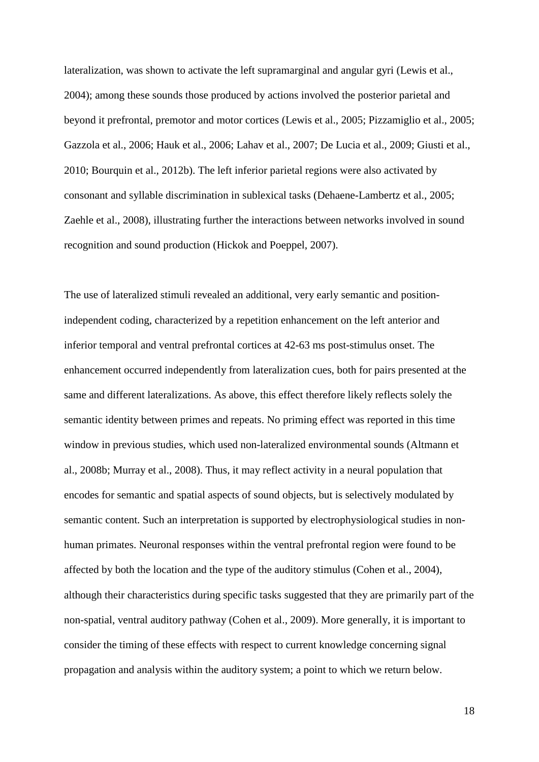lateralization, was shown to activate the left supramarginal and angular gyri (Lewis et al., 2004); among these sounds those produced by actions involved the posterior parietal and beyond it prefrontal, premotor and motor cortices (Lewis et al., 2005; Pizzamiglio et al., 2005; Gazzola et al., 2006; Hauk et al., 2006; Lahav et al., 2007; De Lucia et al., 2009; Giusti et al., 2010; Bourquin et al., 2012b). The left inferior parietal regions were also activated by consonant and syllable discrimination in sublexical tasks (Dehaene-Lambertz et al., 2005; Zaehle et al., 2008), illustrating further the interactions between networks involved in sound recognition and sound production (Hickok and Poeppel, 2007).

The use of lateralized stimuli revealed an additional, very early semantic and position-independent coding, characterized by a repetition enhancement on the left anterior and inferior temporal and ventral prefrontal cortices at 42-63 ms post-stimulus onset. The enhancement occurred independently from lateralization cues, both for pairs presented at the same and different lateralizations. As above, this effect therefore likely reflects solely the semantic identity between primes and repeats. No priming effect was reported in this time window in previous studies, which used non-lateralized environmental sounds (Altmann et al., 2008b; Murray et al., 2008). Thus, it may reflect activity in a neural population that encodes for semantic and spatial aspects of sound objects, but is selectively modulated by semantic content. Such an interpretation is supported by electrophysiological studies in non-human primates. Neuronal responses within the ventral prefrontal region were found to be affected by both the location and the type of the auditory stimulus (Cohen et al., 2004), although their characteristics during specific tasks suggested that they are primarily part of the non-spatial, ventral auditory pathway (Cohen et al., 2009). More generally, it is important to consider the timing of these effects with respect to current knowledge concerning signal propagation and analysis within the auditory system; a point to which we return below.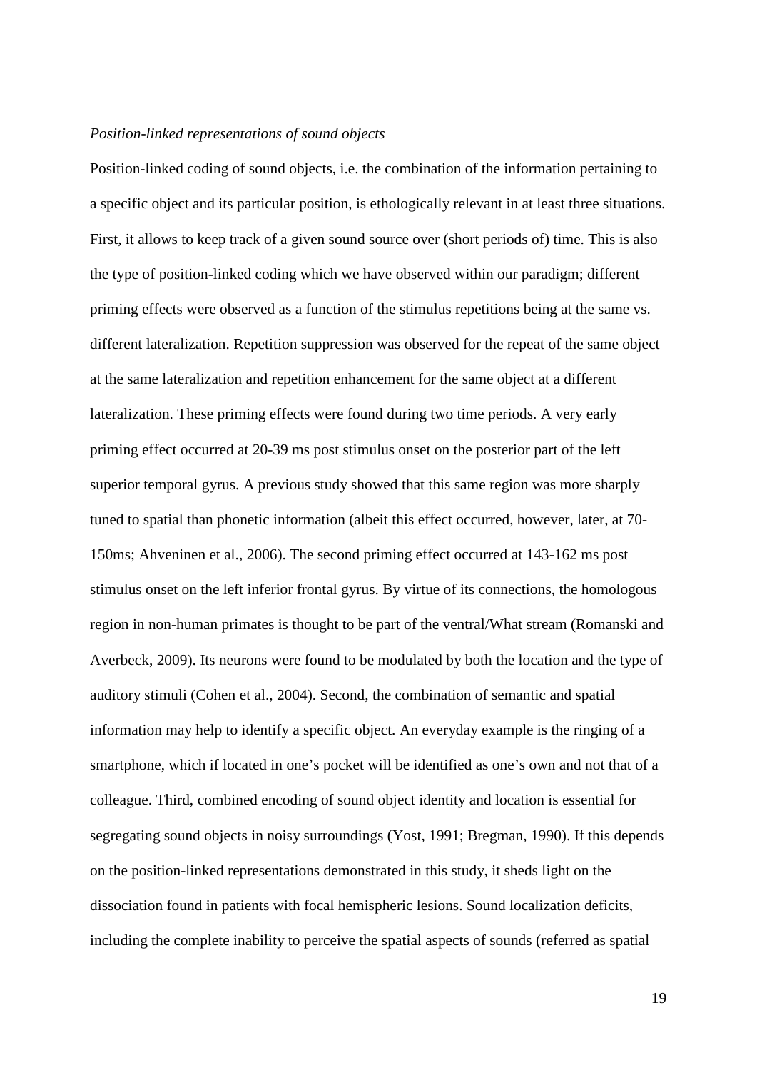*Position-linked representations of sound objects*

Position-linked coding of sound objects, i.e. the combination of the information pertaining to a specific object and its particular position, is ethologically relevant in at least three situations. First, it allows to keep track of a given sound source over (short periods of) time. This is also the type of position-linked coding which we have observed within our paradigm; different priming effects were observed as a function of the stimulus repetitions being at the same vs. different lateralization. Repetition suppression was observed for the repeat of the same object at the same lateralization and repetition enhancement for the same object at a different lateralization. These priming effects were found during two time periods. A very early priming effect occurred at 20-39 ms post stimulus onset on the posterior part of the left superior temporal gyrus. A previous study showed that this same region was more sharply tuned to spatial than phonetic information (albeit this effect occurred, however, later, at 70-150ms; Ahveninen et al., 2006). The second priming effect occurred at 143-162 ms post stimulus onset on the left inferior frontal gyrus. By virtue of its connections, the homologous region in non-human primates is thought to be part of the ventral/What stream (Romanski and Averbeck, 2009). Its neurons were found to be modulated by both the location and the type of auditory stimuli (Cohen et al., 2004). Second, the combination of semantic and spatial information may help to identify a specific object. An everyday example is the ringing of a smartphone, which if located in one's pocket will be identified as one's own and not that of a colleague. Third, combined encoding of sound object identity and location is essential for segregating sound objects in noisy surroundings (Yost, 1991; Bregman, 1990). If this depends on the position-linked representations demonstrated in this study, it sheds light on the dissociation found in patients with focal hemispheric lesions. Sound localization deficits, including the complete inability to perceive the spatial aspects of sounds (referred as spatial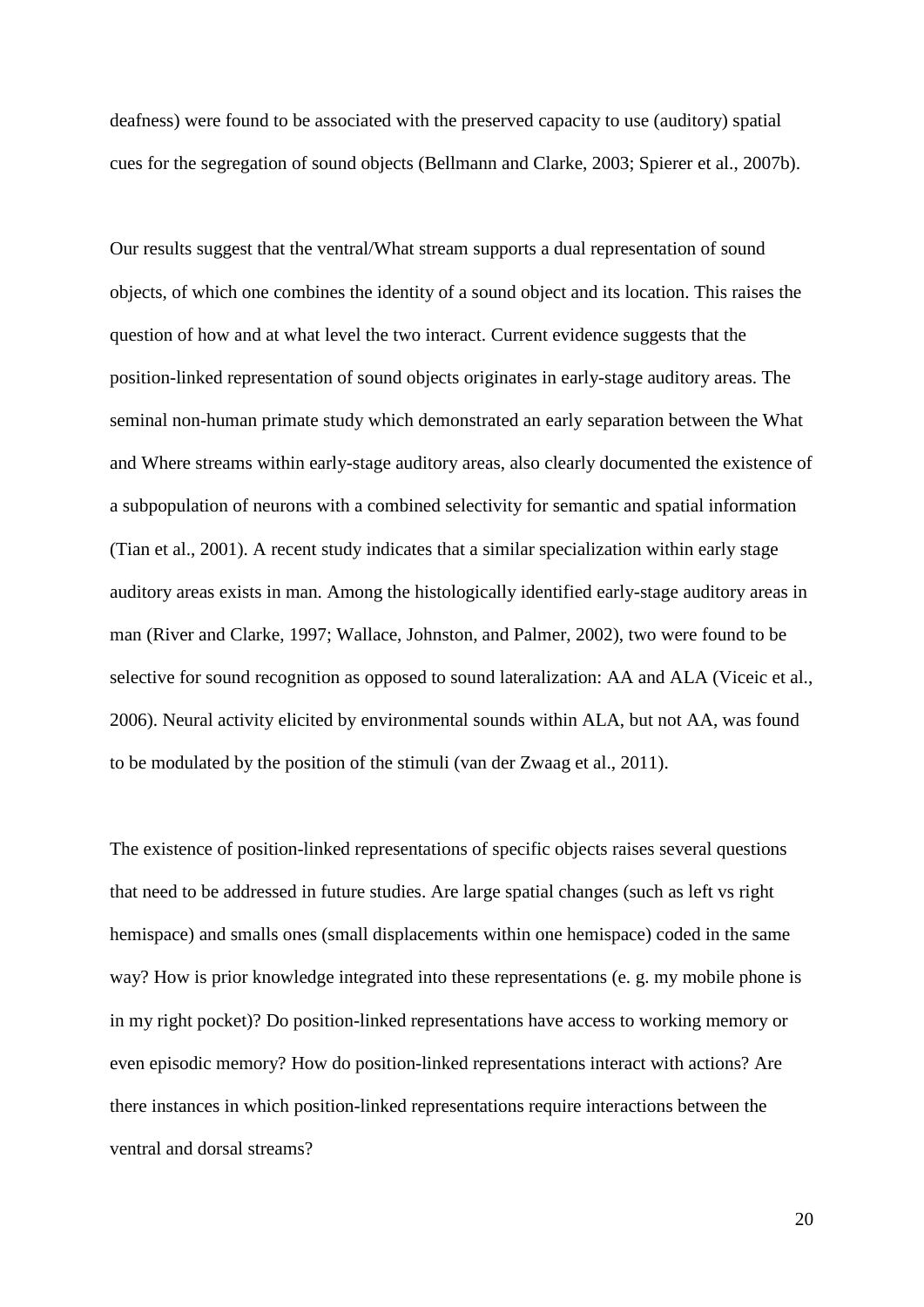deafness) were found to be associated with the preserved capacity to use (auditory) spatial cues for the segregation of sound objects (Bellmann and Clarke, 2003; Spierer et al., 2007b).

Our results suggest that the ventral/What stream supports a dual representation of sound objects, of which one combines the identity of a sound object and its location. This raises the question of how and at what level the two interact. Current evidence suggests that the position-linked representation of sound objects originates in early-stage auditory areas. The seminal non-human primate study which demonstrated an early separation between the What and Where streams within early-stage auditory areas, also clearly documented the existence of a subpopulation of neurons with a combined selectivity for semantic and spatial information (Tian et al., 2001). A recent study indicates that a similar specialization within early stage auditory areas exists in man. Among the histologically identified early-stage auditory areas in man (River and Clarke, 1997; Wallace, Johnston, and Palmer, 2002), two were found to be selective for sound recognition as opposed to sound lateralization: AA and ALA (Viceic et al., 2006). Neural activity elicited by environmental sounds within ALA, but not AA, was found to be modulated by the position of the stimuli (van der Zwaag et al., 2011).

The existence of position-linked representations of specific objects raises several questions that need to be addressed in future studies. Are large spatial changes (such as left vs right hemispace) and smalls ones (small displacements within one hemispace) coded in the same way? How is prior knowledge integrated into these representations (e. g. my mobile phone is in my right pocket)? Do position-linked representations have access to working memory or even episodic memory? How do position-linked representations interact with actions? Are there instances in which position-linked representations require interactions between the ventral and dorsal streams?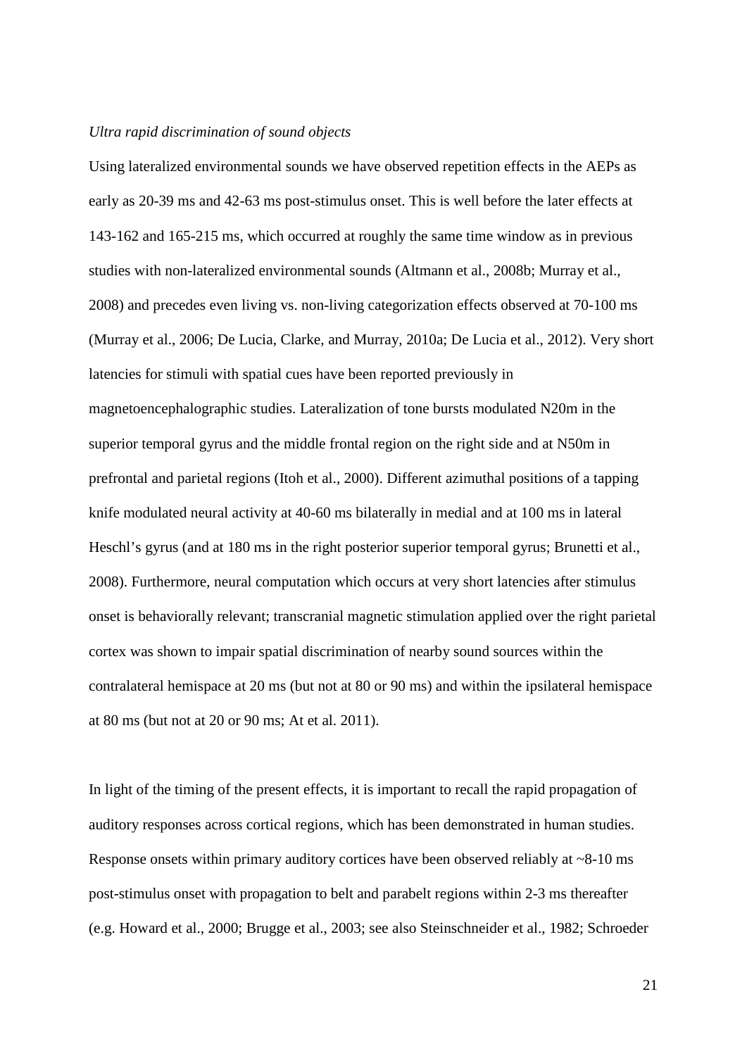*Ultra rapid discrimination of sound objects*

Using lateralized environmental sounds we have observed repetition effects in the AEPs as early as 20-39 ms and 42-63 ms post-stimulus onset. This is well before the later effects at 143-162 and 165-215 ms, which occurred at roughly the same time window as in previous studies with non-lateralized environmental sounds (Altmann et al., 2008b; Murray et al., 2008) and precedes even living vs. non-living categorization effects observed at 70-100 ms (Murray et al., 2006; De Lucia, Clarke, and Murray, 2010a; De Lucia et al., 2012). Very short latencies for stimuli with spatial cues have been reported previously in magnetoencephalographic studies. Lateralization of tone bursts modulated N20m in the superior temporal gyrus and the middle frontal region on the right side and at N50m in prefrontal and parietal regions (Itoh et al., 2000). Different azimuthal positions of a tapping knife modulated neural activity at 40-60 ms bilaterally in medial and at 100 ms in lateral Heschl's gyrus (and at 180 ms in the right posterior superior temporal gyrus; Brunetti et al., 2008). Furthermore, neural computation which occurs at very short latencies after stimulus onset is behaviorally relevant; transcranial magnetic stimulation applied over the right parietal cortex was shown to impair spatial discrimination of nearby sound sources within the contralateral hemispace at 20 ms (but not at 80 or 90 ms) and within the ipsilateral hemispace at 80 ms (but not at 20 or 90 ms; At et al. 2011).

In light of the timing of the present effects, it is important to recall the rapid propagation of auditory responses across cortical regions, which has been demonstrated in human studies. Response onsets within primary auditory cortices have been observed reliably at ~8-10 ms post-stimulus onset with propagation to belt and parabelt regions within 2-3 ms thereafter (e.g. Howard et al., 2000; Brugge et al., 2003; see also Steinschneider et al., 1982; Schroeder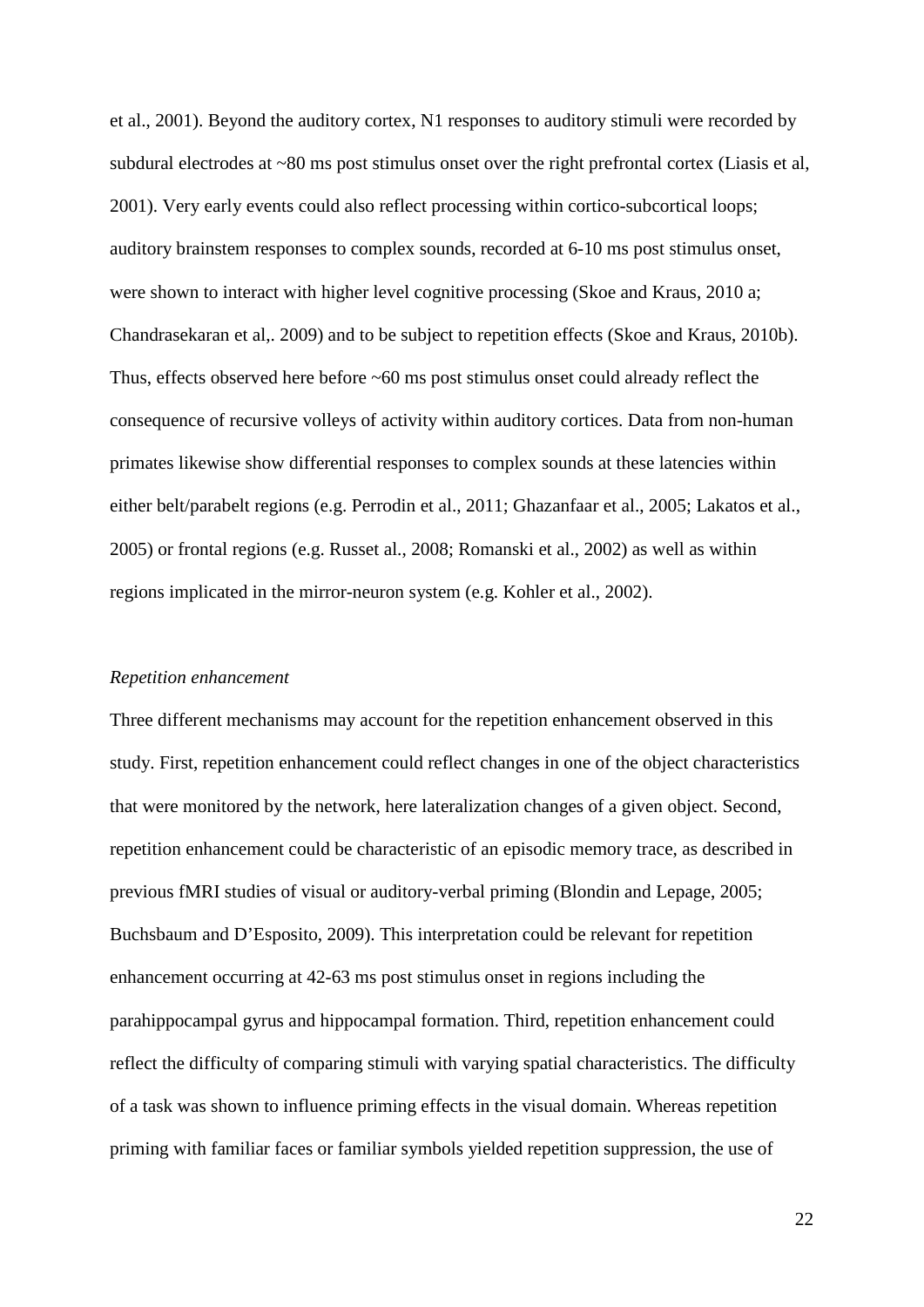et al., 2001). Beyond the auditory cortex, N1 responses to auditory stimuli were recorded by subdural electrodes at ~80 ms post stimulus onset over the right prefrontal cortex (Liasis et al, 2001). Very early events could also reflect processing within cortico-subcortical loops; auditory brainstem responses to complex sounds, recorded at 6-10 ms post stimulus onset, were shown to interact with higher level cognitive processing (Skoe and Kraus, 2010 a; Chandrasekaran et al,. 2009) and to be subject to repetition effects (Skoe and Kraus, 2010b). Thus, effects observed here before ~60 ms post stimulus onset could already reflect the consequence of recursive volleys of activity within auditory cortices. Data from non-human primates likewise show differential responses to complex sounds at these latencies within either belt/parabelt regions (e.g. Perrodin et al., 2011; Ghazanfaar et al., 2005; Lakatos et al., 2005) or frontal regions (e.g. Russet al., 2008; Romanski et al., 2002) as well as within regions implicated in the mirror-neuron system (e.g. Kohler et al., 2002).

*Repetition enhancement*

Three different mechanisms may account for the repetition enhancement observed in this study. First, repetition enhancement could reflect changes in one of the object characteristics that were monitored by the network, here lateralization changes of a given object. Second, repetition enhancement could be characteristic of an episodic memory trace, as described in previous fMRI studies of visual or auditory-verbal priming (Blondin and Lepage, 2005; Buchsbaum and D'Esposito, 2009). This interpretation could be relevant for repetition enhancement occurring at 42-63 ms post stimulus onset in regions including the parahippocampal gyrus and hippocampal formation. Third, repetition enhancement could reflect the difficulty of comparing stimuli with varying spatial characteristics. The difficulty of a task was shown to influence priming effects in the visual domain. Whereas repetition priming with familiar faces or familiar symbols yielded repetition suppression, the use of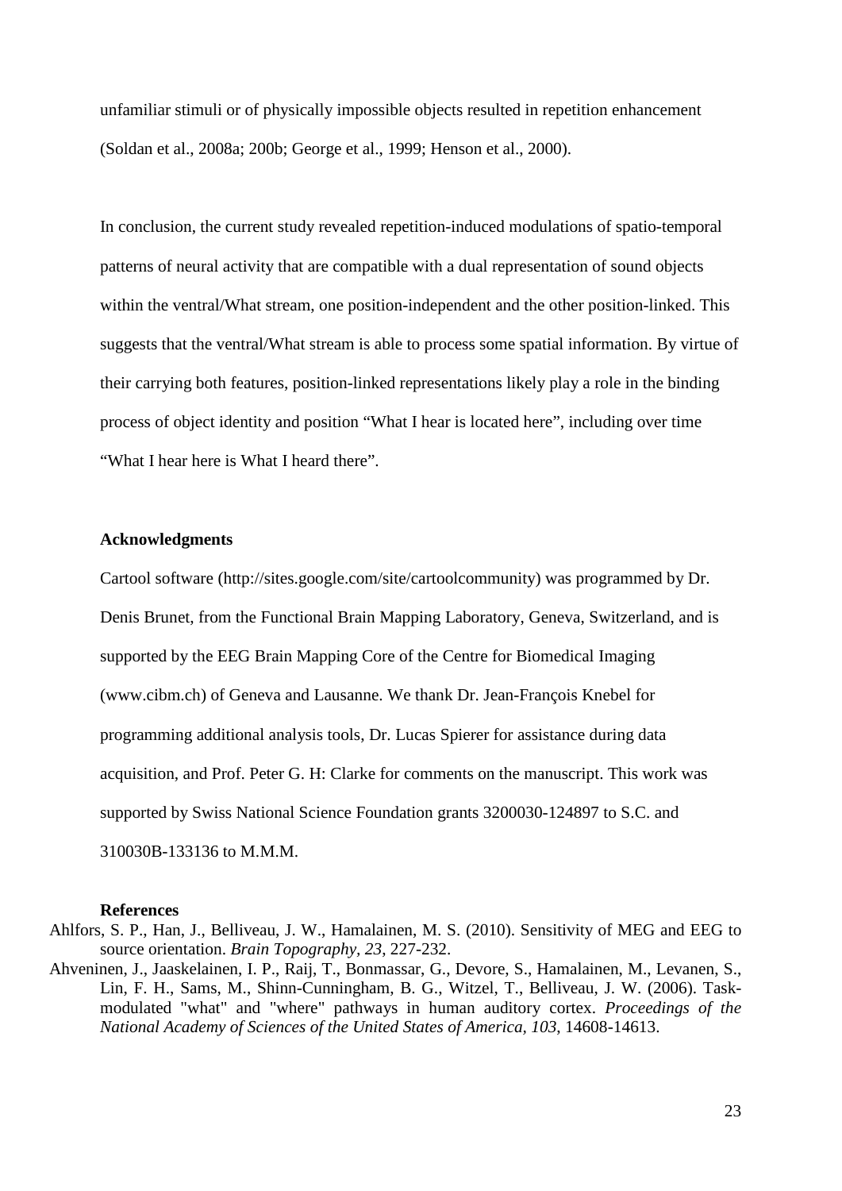unfamiliar stimuli or of physically impossible objects resulted in repetition enhancement (Soldan et al., 2008a; 200b; George et al., 1999; Henson et al., 2000).

In conclusion, the current study revealed repetition-induced modulations of spatio-temporal patterns of neural activity that are compatible with a dual representation of sound objects within the ventral/What stream, one position-independent and the other position-linked. This suggests that the ventral/What stream is able to process some spatial information. By virtue of their carrying both features, position-linked representations likely play a role in the binding process of object identity and position "What I hear is located here", including over time "What I hear here is What I heard there".

## Acknowledgments

Cartool software (http://sites.google.com/site/cartoolcommunity) was programmed by Dr. Denis Brunet, from the Functional Brain Mapping Laboratory, Geneva, Switzerland, and is supported by the EEG Brain Mapping Core of the Centre for Biomedical Imaging (www.cibm.ch) of Geneva and Lausanne. We thank Dr. Jean-François Knebel for programming additional analysis tools, Dr. Lucas Spierer for assistance during data acquisition, and Prof. Peter G. H: Clarke for comments on the manuscript. This work was supported by Swiss National Science Foundation grants 3200030-124897 to S.C. and 310030B-133136 to M.M.M.

## References

Ahlfors, S. P., Han, J., Belliveau, J. W., Hamalainen, M. S. (2010). Sensitivity of MEG and EEG to source orientation. *Brain Topography, 23*, 227-232.

Ahveninen, J., Jaaskelainen, I. P., Raij, T., Bonmassar, G., Devore, S., Hamalainen, M., Levanen, S., Lin, F. H., Sams, M., Shinn-Cunningham, B. G., Witzel, T., Belliveau, J. W. (2006). Task-modulated "what" and "where" pathways in human auditory cortex. *Proceedings of the National Academy of Sciences of the United States of America, 103*, 14608-14613.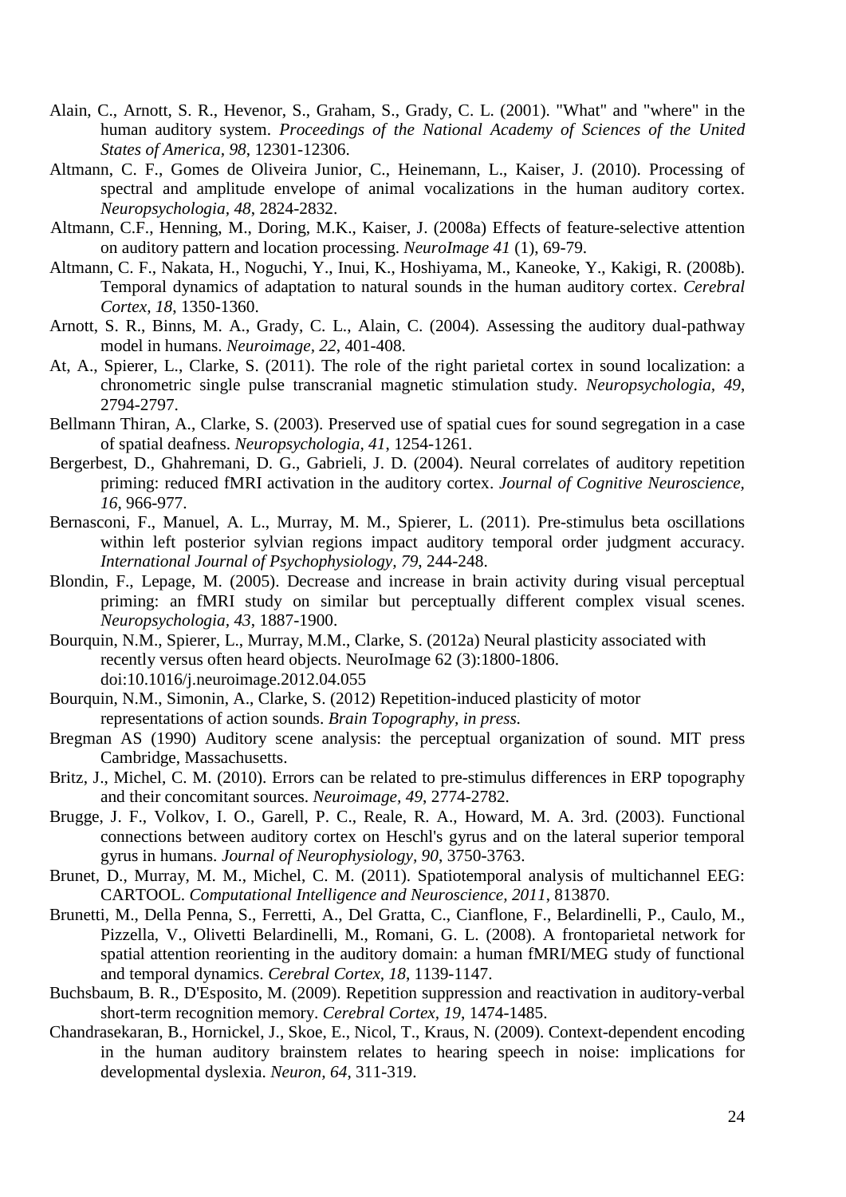Alain, C., Arnott, S. R., Hevenor, S., Graham, S., Grady, C. L. (2001). "What" and "where" in the human auditory system. *Proceedings of the National Academy of Sciences of the United States of America, 98*, 12301-12306.

Altmann, C. F., Gomes de Oliveira Junior, C., Heinemann, L., Kaiser, J. (2010). Processing of spectral and amplitude envelope of animal vocalizations in the human auditory cortex. *Neuropsychologia, 48*, 2824-2832.

Altmann, C.F., Henning, M., Doring, M.K., Kaiser, J. (2008a) Effects of feature-selective attention on auditory pattern and location processing. *NeuroImage 41* (1), 69-79.

Altmann, C. F., Nakata, H., Noguchi, Y., Inui, K., Hoshiyama, M., Kaneoke, Y., Kakigi, R. (2008b). Temporal dynamics of adaptation to natural sounds in the human auditory cortex. *Cerebral Cortex, 18*, 1350-1360.

Arnott, S. R., Binns, M. A., Grady, C. L., Alain, C. (2004). Assessing the auditory dual-pathway model in humans. *Neuroimage, 22*, 401-408.

At, A., Spierer, L., Clarke, S. (2011). The role of the right parietal cortex in sound localization: a chronometric single pulse transcranial magnetic stimulation study. *Neuropsychologia, 49*, 2794-2797.

Bellmann Thiran, A., Clarke, S. (2003). Preserved use of spatial cues for sound segregation in a case of spatial deafness. *Neuropsychologia, 41*, 1254-1261.

Bergerbest, D., Ghahremani, D. G., Gabrieli, J. D. (2004). Neural correlates of auditory repetition priming: reduced fMRI activation in the auditory cortex. *Journal of Cognitive Neuroscience, 16*, 966-977.

Bernasconi, F., Manuel, A. L., Murray, M. M., Spierer, L. (2011). Pre-stimulus beta oscillations within left posterior sylvian regions impact auditory temporal order judgment accuracy. *International Journal of Psychophysiology, 79*, 244-248.

Blondin, F., Lepage, M. (2005). Decrease and increase in brain activity during visual perceptual priming: an fMRI study on similar but perceptually different complex visual scenes. *Neuropsychologia, 43*, 1887-1900.

Bourquin, N.M., Spierer, L., Murray, M.M., Clarke, S. (2012a) Neural plasticity associated with recently versus often heard objects. NeuroImage 62 (3):1800-1806. doi:10.1016/j.neuroimage.2012.04.055

Bourquin, N.M., Simonin, A., Clarke, S. (2012) Repetition-induced plasticity of motor representations of action sounds. *Brain Topography, in press.*

Bregman AS (1990) Auditory scene analysis: the perceptual organization of sound. MIT press Cambridge, Massachusetts.

Britz, J., Michel, C. M. (2010). Errors can be related to pre-stimulus differences in ERP topography and their concomitant sources. *Neuroimage, 49*, 2774-2782.

Brugge, J. F., Volkov, I. O., Garell, P. C., Reale, R. A., Howard, M. A. 3rd. (2003). Functional connections between auditory cortex on Heschl's gyrus and on the lateral superior temporal gyrus in humans. *Journal of Neurophysiology, 90*, 3750-3763.

Brunet, D., Murray, M. M., Michel, C. M. (2011). Spatiotemporal analysis of multichannel EEG: CARTOOL. *Computational Intelligence and Neuroscience, 2011*, 813870.

Brunetti, M., Della Penna, S., Ferretti, A., Del Gratta, C., Cianflone, F., Belardinelli, P., Caulo, M., Pizzella, V., Olivetti Belardinelli, M., Romani, G. L. (2008). A frontoparietal network for spatial attention reorienting in the auditory domain: a human fMRI/MEG study of functional and temporal dynamics. *Cerebral Cortex, 18*, 1139-1147.

Buchsbaum, B. R., D'Esposito, M. (2009). Repetition suppression and reactivation in auditory-verbal short-term recognition memory. *Cerebral Cortex, 19*, 1474-1485.

Chandrasekaran, B., Hornickel, J., Skoe, E., Nicol, T., Kraus, N. (2009). Context-dependent encoding in the human auditory brainstem relates to hearing speech in noise: implications for developmental dyslexia. *Neuron, 64*, 311-319.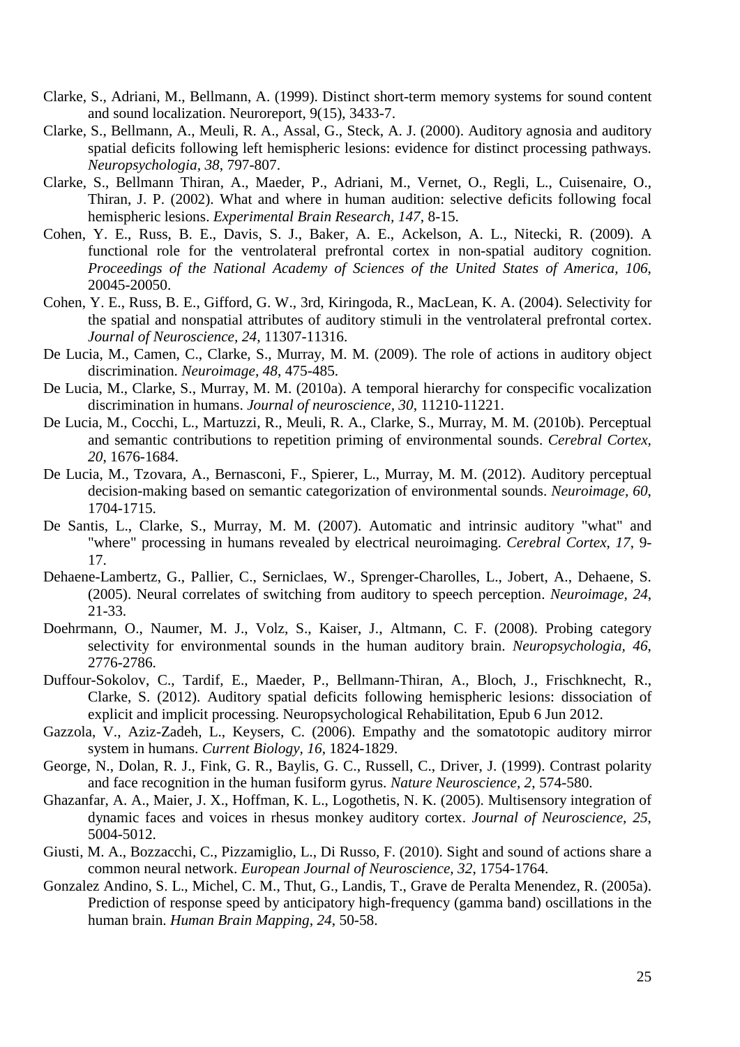Clarke, S., Adriani, M., Bellmann, A. (1999). Distinct short-term memory systems for sound content and sound localization. Neuroreport, 9(15), 3433-7.

Clarke, S., Bellmann, A., Meuli, R. A., Assal, G., Steck, A. J. (2000). Auditory agnosia and auditory spatial deficits following left hemispheric lesions: evidence for distinct processing pathways. *Neuropsychologia, 38*, 797-807.

Clarke, S., Bellmann Thiran, A., Maeder, P., Adriani, M., Vernet, O., Regli, L., Cuisenaire, O., Thiran, J. P. (2002). What and where in human audition: selective deficits following focal hemispheric lesions. *Experimental Brain Research, 147*, 8-15.

Cohen, Y. E., Russ, B. E., Davis, S. J., Baker, A. E., Ackelson, A. L., Nitecki, R. (2009). A functional role for the ventrolateral prefrontal cortex in non-spatial auditory cognition. *Proceedings of the National Academy of Sciences of the United States of America, 106*, 20045-20050.

Cohen, Y. E., Russ, B. E., Gifford, G. W., 3rd, Kiringoda, R., MacLean, K. A. (2004). Selectivity for the spatial and nonspatial attributes of auditory stimuli in the ventrolateral prefrontal cortex. *Journal of Neuroscience, 24*, 11307-11316.

De Lucia, M., Camen, C., Clarke, S., Murray, M. M. (2009). The role of actions in auditory object discrimination. *Neuroimage, 48*, 475-485.

De Lucia, M., Clarke, S., Murray, M. M. (2010a). A temporal hierarchy for conspecific vocalization discrimination in humans. *Journal of neuroscience, 30*, 11210-11221.

De Lucia, M., Cocchi, L., Martuzzi, R., Meuli, R. A., Clarke, S., Murray, M. M. (2010b). Perceptual and semantic contributions to repetition priming of environmental sounds. *Cerebral Cortex, 20*, 1676-1684.

De Lucia, M., Tzovara, A., Bernasconi, F., Spierer, L., Murray, M. M. (2012). Auditory perceptual decision-making based on semantic categorization of environmental sounds. *Neuroimage, 60*, 1704-1715.

De Santis, L., Clarke, S., Murray, M. M. (2007). Automatic and intrinsic auditory "what" and "where" processing in humans revealed by electrical neuroimaging. *Cerebral Cortex, 17*, 9-17.

Dehaene-Lambertz, G., Pallier, C., Serniclaes, W., Sprenger-Charolles, L., Jobert, A., Dehaene, S. (2005). Neural correlates of switching from auditory to speech perception. *Neuroimage, 24*, 21-33.

Doehrmann, O., Naumer, M. J., Volz, S., Kaiser, J., Altmann, C. F. (2008). Probing category selectivity for environmental sounds in the human auditory brain. *Neuropsychologia, 46*, 2776-2786.

Duffour-Sokolov, C., Tardif, E., Maeder, P., Bellmann-Thiran, A., Bloch, J., Frischknecht, R., Clarke, S. (2012). Auditory spatial deficits following hemispheric lesions: dissociation of explicit and implicit processing. Neuropsychological Rehabilitation, Epub 6 Jun 2012.

Gazzola, V., Aziz-Zadeh, L., Keysers, C. (2006). Empathy and the somatotopic auditory mirror system in humans. *Current Biology, 16*, 1824-1829.

George, N., Dolan, R. J., Fink, G. R., Baylis, G. C., Russell, C., Driver, J. (1999). Contrast polarity and face recognition in the human fusiform gyrus. *Nature Neuroscience, 2*, 574-580.

Ghazanfar, A. A., Maier, J. X., Hoffman, K. L., Logothetis, N. K. (2005). Multisensory integration of dynamic faces and voices in rhesus monkey auditory cortex. *Journal of Neuroscience, 25*, 5004-5012.

Giusti, M. A., Bozzacchi, C., Pizzamiglio, L., Di Russo, F. (2010). Sight and sound of actions share a common neural network. *European Journal of Neuroscience, 32*, 1754-1764.

Gonzalez Andino, S. L., Michel, C. M., Thut, G., Landis, T., Grave de Peralta Menendez, R. (2005a). Prediction of response speed by anticipatory high-frequency (gamma band) oscillations in the human brain. *Human Brain Mapping, 24*, 50-58.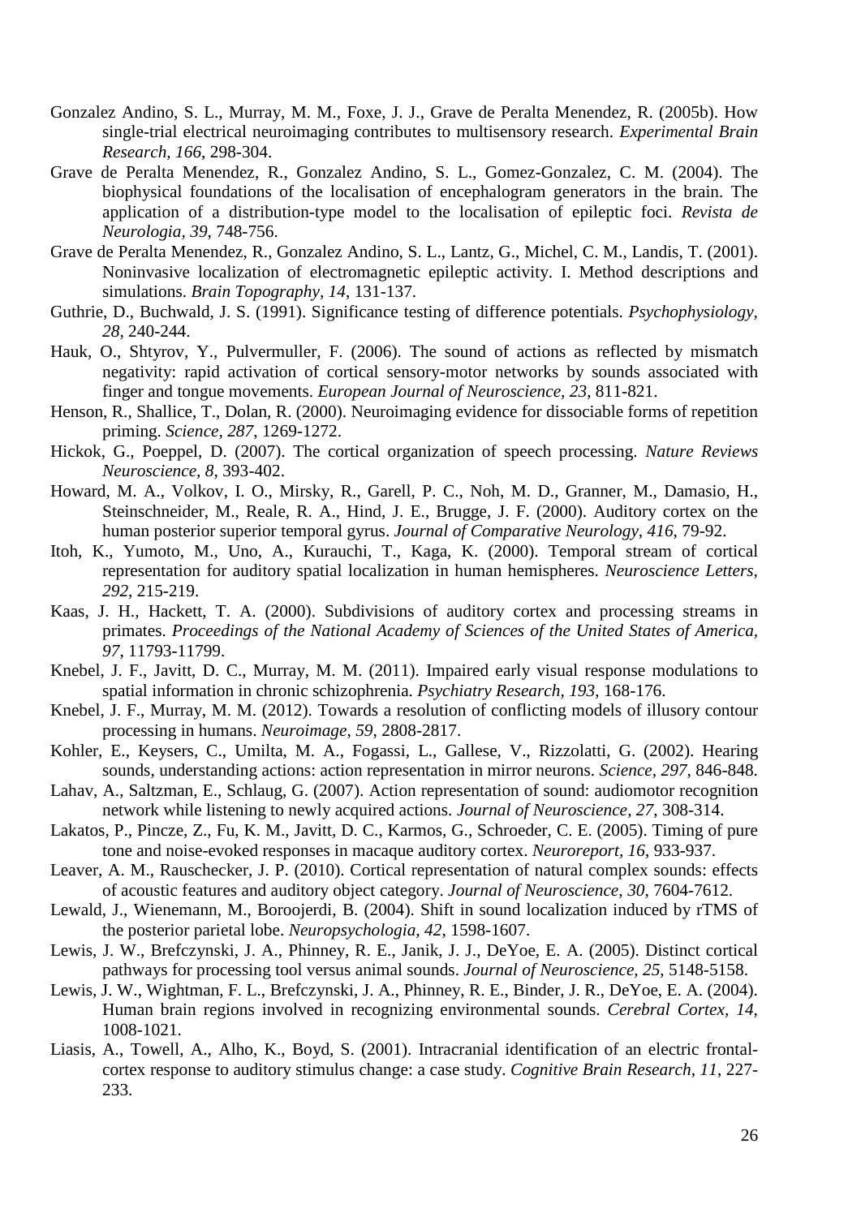Gonzalez Andino, S. L., Murray, M. M., Foxe, J. J., Grave de Peralta Menendez, R. (2005b). How single-trial electrical neuroimaging contributes to multisensory research. *Experimental Brain Research, 166*, 298-304.

Grave de Peralta Menendez, R., Gonzalez Andino, S. L., Gomez-Gonzalez, C. M. (2004). The biophysical foundations of the localisation of encephalogram generators in the brain. The application of a distribution-type model to the localisation of epileptic foci. *Revista de Neurologia, 39*, 748-756.

Grave de Peralta Menendez, R., Gonzalez Andino, S. L., Lantz, G., Michel, C. M., Landis, T. (2001). Noninvasive localization of electromagnetic epileptic activity. I. Method descriptions and simulations. *Brain Topography, 14*, 131-137.

Guthrie, D., Buchwald, J. S. (1991). Significance testing of difference potentials. *Psychophysiology, 28*, 240-244.

Hauk, O., Shtyrov, Y., Pulvermuller, F. (2006). The sound of actions as reflected by mismatch negativity: rapid activation of cortical sensory-motor networks by sounds associated with finger and tongue movements. *European Journal of Neuroscience, 23*, 811-821.

Henson, R., Shallice, T., Dolan, R. (2000). Neuroimaging evidence for dissociable forms of repetition priming. *Science, 287*, 1269-1272.

Hickok, G., Poeppel, D. (2007). The cortical organization of speech processing. *Nature Reviews Neuroscience, 8*, 393-402.

Howard, M. A., Volkov, I. O., Mirsky, R., Garell, P. C., Noh, M. D., Granner, M., Damasio, H., Steinschneider, M., Reale, R. A., Hind, J. E., Brugge, J. F. (2000). Auditory cortex on the human posterior superior temporal gyrus. *Journal of Comparative Neurology, 416*, 79-92.

Itoh, K., Yumoto, M., Uno, A., Kurauchi, T., Kaga, K. (2000). Temporal stream of cortical representation for auditory spatial localization in human hemispheres. *Neuroscience Letters, 292*, 215-219.

Kaas, J. H., Hackett, T. A. (2000). Subdivisions of auditory cortex and processing streams in primates. *Proceedings of the National Academy of Sciences of the United States of America, 97*, 11793-11799.

Knebel, J. F., Javitt, D. C., Murray, M. M. (2011). Impaired early visual response modulations to spatial information in chronic schizophrenia. *Psychiatry Research, 193*, 168-176.

Knebel, J. F., Murray, M. M. (2012). Towards a resolution of conflicting models of illusory contour processing in humans. *Neuroimage, 59*, 2808-2817.

Kohler, E., Keysers, C., Umilta, M. A., Fogassi, L., Gallese, V., Rizzolatti, G. (2002). Hearing sounds, understanding actions: action representation in mirror neurons. *Science, 297*, 846-848.

Lahav, A., Saltzman, E., Schlaug, G. (2007). Action representation of sound: audiomotor recognition network while listening to newly acquired actions. *Journal of Neuroscience, 27*, 308-314.

Lakatos, P., Pincze, Z., Fu, K. M., Javitt, D. C., Karmos, G., Schroeder, C. E. (2005). Timing of pure tone and noise-evoked responses in macaque auditory cortex. *Neuroreport, 16*, 933-937.

Leaver, A. M., Rauschecker, J. P. (2010). Cortical representation of natural complex sounds: effects of acoustic features and auditory object category. *Journal of Neuroscience, 30*, 7604-7612.

Lewald, J., Wienemann, M., Boroojerdi, B. (2004). Shift in sound localization induced by rTMS of the posterior parietal lobe. *Neuropsychologia, 42*, 1598-1607.

Lewis, J. W., Brefczynski, J. A., Phinney, R. E., Janik, J. J., DeYoe, E. A. (2005). Distinct cortical pathways for processing tool versus animal sounds. *Journal of Neuroscience, 25*, 5148-5158.

Lewis, J. W., Wightman, F. L., Brefczynski, J. A., Phinney, R. E., Binder, J. R., DeYoe, E. A. (2004). Human brain regions involved in recognizing environmental sounds. *Cerebral Cortex, 14*, 1008-1021.

Liasis, A., Towell, A., Alho, K., Boyd, S. (2001). Intracranial identification of an electric frontal-cortex response to auditory stimulus change: a case study. *Cognitive Brain Research, 11*, 227-233.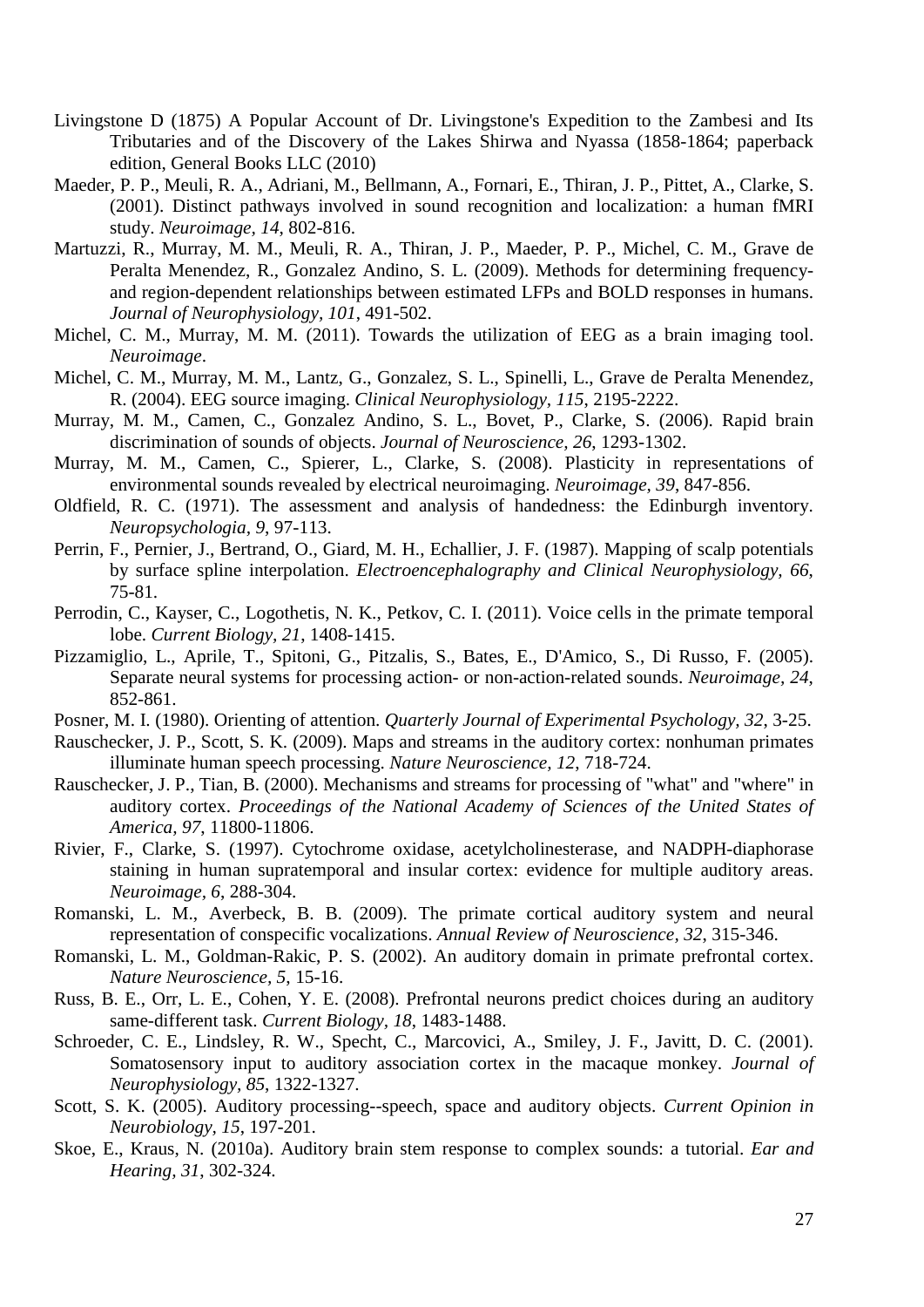Livingstone D (1875) A Popular Account of Dr. Livingstone's Expedition to the Zambesi and Its Tributaries and of the Discovery of the Lakes Shirwa and Nyassa (1858-1864; paperback edition, General Books LLC (2010)

Maeder, P. P., Meuli, R. A., Adriani, M., Bellmann, A., Fornari, E., Thiran, J. P., Pittet, A., Clarke, S. (2001). Distinct pathways involved in sound recognition and localization: a human fMRI study. *Neuroimage, 14*, 802-816.

Martuzzi, R., Murray, M. M., Meuli, R. A., Thiran, J. P., Maeder, P. P., Michel, C. M., Grave de Peralta Menendez, R., Gonzalez Andino, S. L. (2009). Methods for determining frequency- and region-dependent relationships between estimated LFPs and BOLD responses in humans. *Journal of Neurophysiology, 101*, 491-502.

Michel, C. M., Murray, M. M. (2011). Towards the utilization of EEG as a brain imaging tool. *Neuroimage*.

Michel, C. M., Murray, M. M., Lantz, G., Gonzalez, S. L., Spinelli, L., Grave de Peralta Menendez, R. (2004). EEG source imaging. *Clinical Neurophysiology, 115*, 2195-2222.

Murray, M. M., Camen, C., Gonzalez Andino, S. L., Bovet, P., Clarke, S. (2006). Rapid brain discrimination of sounds of objects. *Journal of Neuroscience, 26*, 1293-1302.

Murray, M. M., Camen, C., Spierer, L., Clarke, S. (2008). Plasticity in representations of environmental sounds revealed by electrical neuroimaging. *Neuroimage, 39*, 847-856.

Oldfield, R. C. (1971). The assessment and analysis of handedness: the Edinburgh inventory. *Neuropsychologia, 9*, 97-113.

Perrin, F., Pernier, J., Bertrand, O., Giard, M. H., Echallier, J. F. (1987). Mapping of scalp potentials by surface spline interpolation. *Electroencephalography and Clinical Neurophysiology, 66*, 75-81.

Perrodin, C., Kayser, C., Logothetis, N. K., Petkov, C. I. (2011). Voice cells in the primate temporal lobe. *Current Biology, 21*, 1408-1415.

Pizzamiglio, L., Aprile, T., Spitoni, G., Pitzalis, S., Bates, E., D'Amico, S., Di Russo, F. (2005). Separate neural systems for processing action- or non-action-related sounds. *Neuroimage, 24*, 852-861.

Posner, M. I. (1980). Orienting of attention. *Quarterly Journal of Experimental Psychology, 32*, 3-25.

Rauschecker, J. P., Scott, S. K. (2009). Maps and streams in the auditory cortex: nonhuman primates illuminate human speech processing. *Nature Neuroscience, 12*, 718-724.

Rauschecker, J. P., Tian, B. (2000). Mechanisms and streams for processing of "what" and "where" in auditory cortex. *Proceedings of the National Academy of Sciences of the United States of America, 97*, 11800-11806.

Rivier, F., Clarke, S. (1997). Cytochrome oxidase, acetylcholinesterase, and NADPH-diaphorase staining in human supratemporal and insular cortex: evidence for multiple auditory areas. *Neuroimage, 6*, 288-304.

Romanski, L. M., Averbeck, B. B. (2009). The primate cortical auditory system and neural representation of conspecific vocalizations. *Annual Review of Neuroscience, 32*, 315-346.

Romanski, L. M., Goldman-Rakic, P. S. (2002). An auditory domain in primate prefrontal cortex. *Nature Neuroscience, 5*, 15-16.

Russ, B. E., Orr, L. E., Cohen, Y. E. (2008). Prefrontal neurons predict choices during an auditory same-different task. *Current Biology, 18*, 1483-1488.

Schroeder, C. E., Lindsley, R. W., Specht, C., Marcovici, A., Smiley, J. F., Javitt, D. C. (2001). Somatosensory input to auditory association cortex in the macaque monkey. *Journal of Neurophysiology, 85*, 1322-1327.

Scott, S. K. (2005). Auditory processing--speech, space and auditory objects. *Current Opinion in Neurobiology, 15*, 197-201.

Skoe, E., Kraus, N. (2010a). Auditory brain stem response to complex sounds: a tutorial. *Ear and Hearing, 31*, 302-324.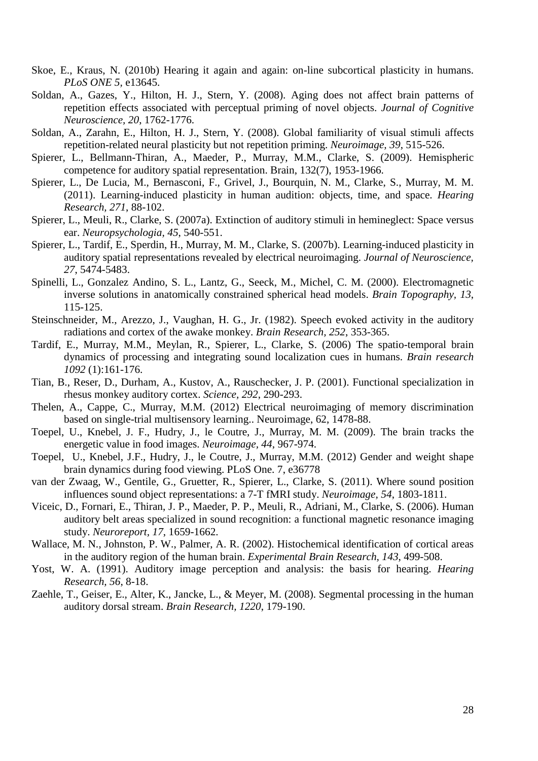Skoe, E., Kraus, N. (2010b) Hearing it again and again: on-line subcortical plasticity in humans. *PLoS ONE 5*, e13645.

Soldan, A., Gazes, Y., Hilton, H. J., Stern, Y. (2008). Aging does not affect brain patterns of repetition effects associated with perceptual priming of novel objects. *Journal of Cognitive Neuroscience, 20*, 1762-1776.

Soldan, A., Zarahn, E., Hilton, H. J., Stern, Y. (2008). Global familiarity of visual stimuli affects repetition-related neural plasticity but not repetition priming. *Neuroimage, 39*, 515-526.

Spierer, L., Bellmann-Thiran, A., Maeder, P., Murray, M.M., Clarke, S. (2009). Hemispheric competence for auditory spatial representation. Brain, 132(7), 1953-1966.

Spierer, L., De Lucia, M., Bernasconi, F., Grivel, J., Bourquin, N. M., Clarke, S., Murray, M. M. (2011). Learning-induced plasticity in human audition: objects, time, and space. *Hearing Research, 271*, 88-102.

Spierer, L., Meuli, R., Clarke, S. (2007a). Extinction of auditory stimuli in hemineglect: Space versus ear. *Neuropsychologia, 45*, 540-551.

Spierer, L., Tardif, E., Sperdin, H., Murray, M. M., Clarke, S. (2007b). Learning-induced plasticity in auditory spatial representations revealed by electrical neuroimaging. *Journal of Neuroscience, 27*, 5474-5483.

Spinelli, L., Gonzalez Andino, S. L., Lantz, G., Seeck, M., Michel, C. M. (2000). Electromagnetic inverse solutions in anatomically constrained spherical head models. *Brain Topography, 13*, 115-125.

Steinschneider, M., Arezzo, J., Vaughan, H. G., Jr. (1982). Speech evoked activity in the auditory radiations and cortex of the awake monkey. *Brain Research, 252*, 353-365.

Tardif, E., Murray, M.M., Meylan, R., Spierer, L., Clarke, S. (2006) The spatio-temporal brain dynamics of processing and integrating sound localization cues in humans. *Brain research 1092* (1):161-176.

Tian, B., Reser, D., Durham, A., Kustov, A., Rauschecker, J. P. (2001). Functional specialization in rhesus monkey auditory cortex. *Science, 292*, 290-293.

Thelen, A., Cappe, C., Murray, M.M. (2012) Electrical neuroimaging of memory discrimination based on single-trial multisensory learning.. Neuroimage, 62, 1478-88.

Toepel, U., Knebel, J. F., Hudry, J., le Coutre, J., Murray, M. M. (2009). The brain tracks the energetic value in food images. *Neuroimage, 44*, 967-974.

Toepel, U., Knebel, J.F., Hudry, J., le Coutre, J., Murray, M.M. (2012) Gender and weight shape brain dynamics during food viewing. PLoS One. 7, e36778

van der Zwaag, W., Gentile, G., Gruetter, R., Spierer, L., Clarke, S. (2011). Where sound position influences sound object representations: a 7-T fMRI study. *Neuroimage, 54*, 1803-1811.

Viceic, D., Fornari, E., Thiran, J. P., Maeder, P. P., Meuli, R., Adriani, M., Clarke, S. (2006). Human auditory belt areas specialized in sound recognition: a functional magnetic resonance imaging study. *Neuroreport, 17*, 1659-1662.

Wallace, M. N., Johnston, P. W., Palmer, A. R. (2002). Histochemical identification of cortical areas in the auditory region of the human brain. *Experimental Brain Research, 143*, 499-508.

Yost, W. A. (1991). Auditory image perception and analysis: the basis for hearing. *Hearing Research, 56*, 8-18.

Zaehle, T., Geiser, E., Alter, K., Jancke, L., & Meyer, M. (2008). Segmental processing in the human auditory dorsal stream. *Brain Research, 1220*, 179-190.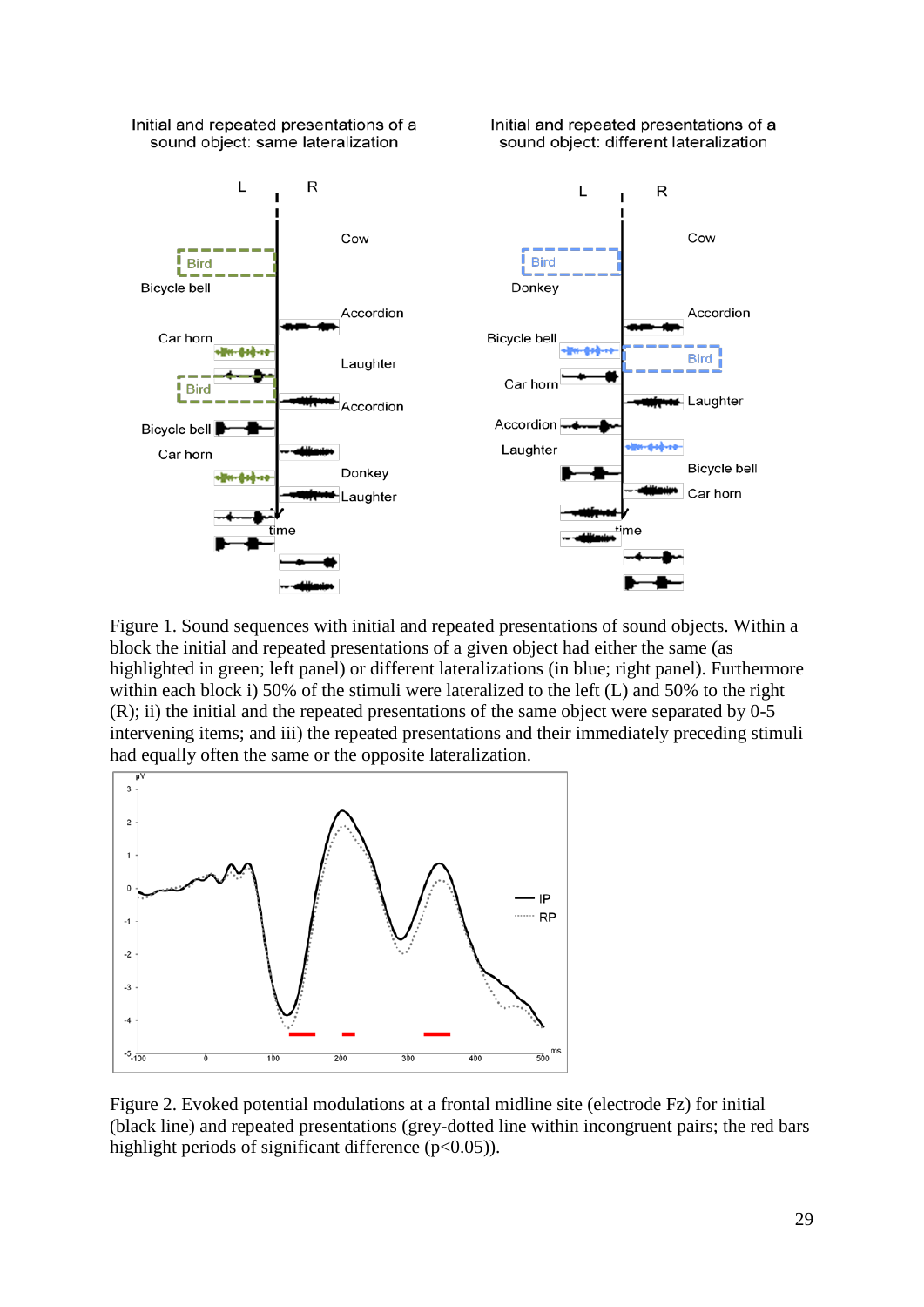Figure 1. Sound sequences with initial and repeated presentations of sound objects. Within a block the initial and repeated presentations of a given object had either the same (as highlighted in green; left panel) or different lateralizations (in blue; right panel). Furthermore within each block i) 50% of the stimuli were lateralized to the left (L) and 50% to the right (R); ii) the initial and the repeated presentations of the same object were separated by 0-5 intervening items; and iii) the repeated presentations and their immediately preceding stimuli had equally often the same or the opposite lateralization.

Figure 2. Evoked potential modulations at a frontal midline site (electrode Fz) for initial (black line) and repeated presentations (grey-dotted line within incongruent pairs; the red bars highlight periods of significant difference ($p<0.05$)).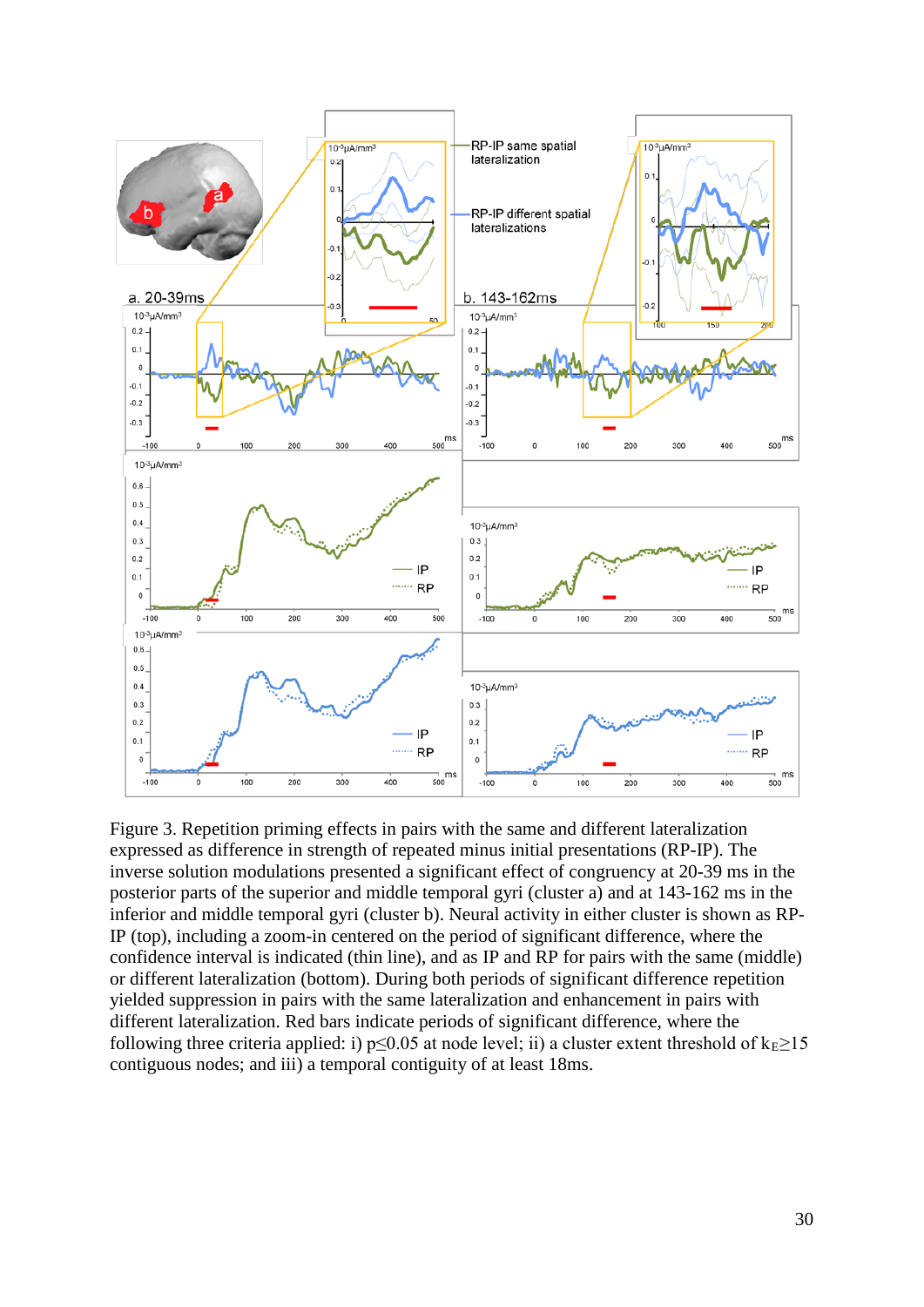Figure 3. Repetition priming effects in pairs with the same and different lateralization expressed as difference in strength of repeated minus initial presentations (RP-IP). The inverse solution modulations presented a significant effect of congruency at 20-39 ms in the posterior parts of the superior and middle temporal gyri (cluster a) and at 143-162 ms in the inferior and middle temporal gyri (cluster b). Neural activity in either cluster is shown as RP-IP (top), including a zoom-in centered on the period of significant difference, where the confidence interval is indicated (thin line), and as IP and RP for pairs with the same (middle) or different lateralization (bottom). During both periods of significant difference repetition yielded suppression in pairs with the same lateralization and enhancement in pairs with different lateralization. Red bars indicate periods of significant difference, where the following three criteria applied: i) $p \leq 0.05$ at node level; ii) a cluster extent threshold of $k_E \geq 15$ contiguous nodes; and iii) a temporal contiguity of at least 18ms.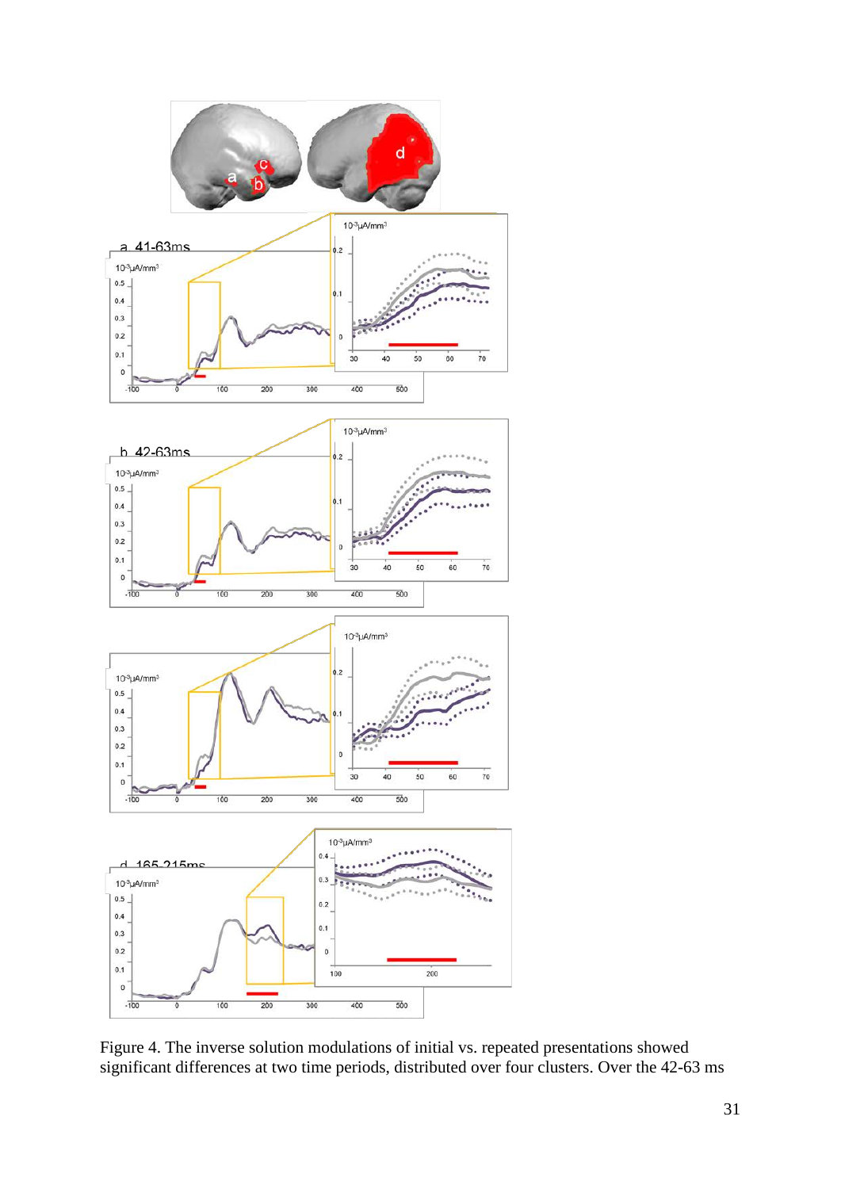Figure 4. The inverse solution modulations of initial vs. repeated presentations showed significant differences at two time periods, distributed over four clusters. Over the 42-63 ms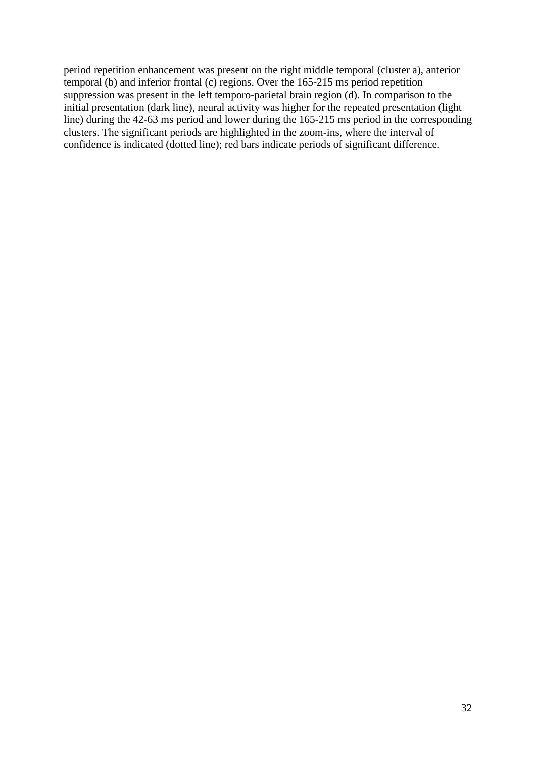period repetition enhancement was present on the right middle temporal (cluster a), anterior temporal (b) and inferior frontal (c) regions. Over the 165-215 ms period repetition suppression was present in the left temporo-parietal brain region (d). In comparison to the initial presentation (dark line), neural activity was higher for the repeated presentation (light line) during the 42-63 ms period and lower during the 165-215 ms period in the corresponding clusters. The significant periods are highlighted in the zoom-ins, where the interval of confidence is indicated (dotted line); red bars indicate periods of significant difference.